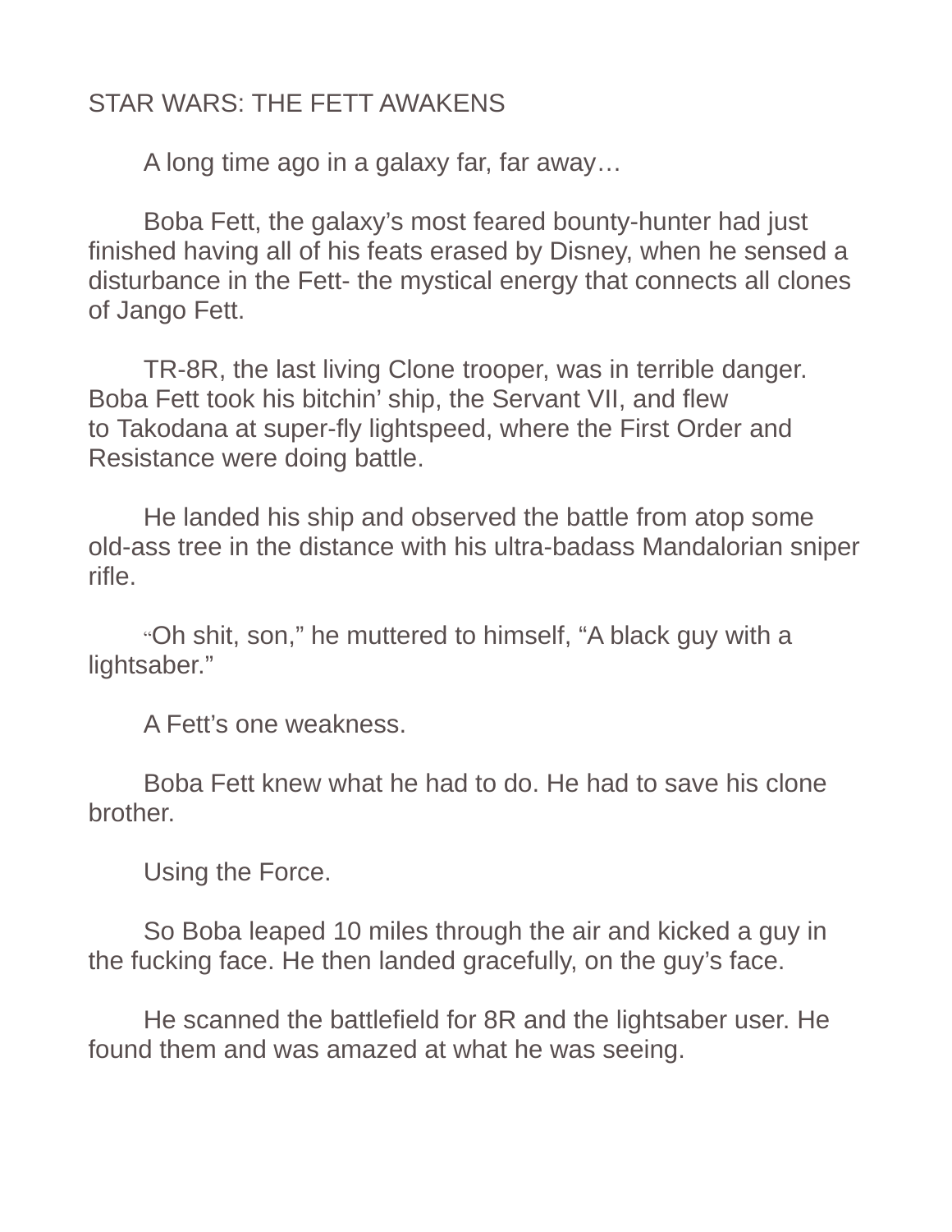# STAR WARS: THE FETT AWAKENS

A long time ago in a galaxy far, far away…

Boba Fett, the galaxy's most feared bounty-hunter had just finished having all of his feats erased by Disney, when he sensed a disturbance in the Fett- the mystical energy that connects all clones of Jango Fett.

TR-8R, the last living Clone trooper, was in terrible danger. Boba Fett took his bitchin' ship, the Servant VII, and flew to Takodana at super-fly lightspeed, where the First Order and Resistance were doing battle.

He landed his ship and observed the battle from atop some old-ass tree in the distance with his ultra-badass Mandalorian sniper rifle.

"Oh shit, son," he muttered to himself, "A black guy with a lightsaber."

A Fett's one weakness.

Boba Fett knew what he had to do. He had to save his clone brother.

Using the Force.

So Boba leaped 10 miles through the air and kicked a guy in the fucking face. He then landed gracefully, on the guy's face.

He scanned the battlefield for 8R and the lightsaber user. He found them and was amazed at what he was seeing.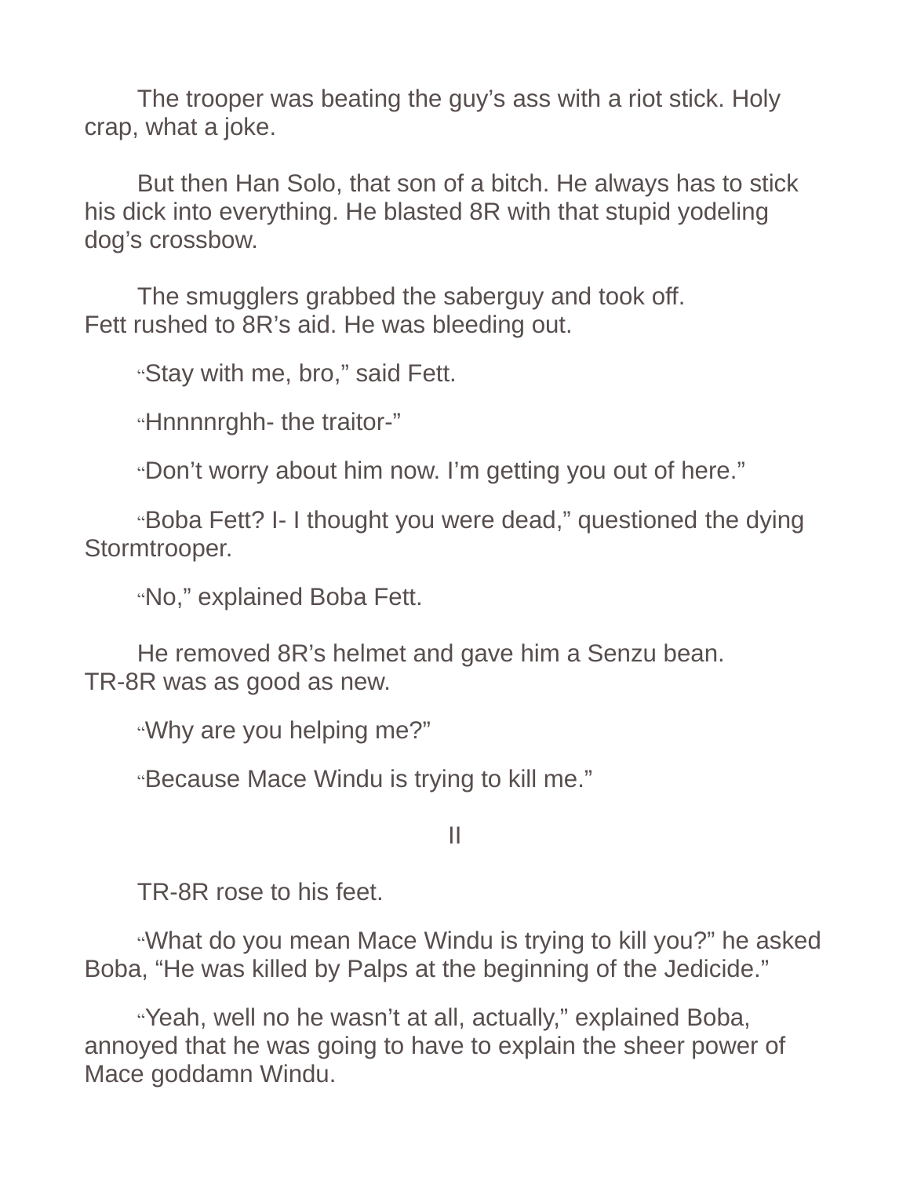The trooper was beating the guy's ass with a riot stick. Holy crap, what a joke.

But then Han Solo, that son of a bitch. He always has to stick his dick into everything. He blasted 8R with that stupid yodeling dog's crossbow.

The smugglers grabbed the saberguy and took off.
Fett rushed to 8R's aid. He was bleeding out.

"Stay with me, bro," said Fett.

"Hnnnnrghh- the traitor-"

"Don't worry about him now. I'm getting you out of here."

"Boba Fett? I- I thought you were dead," questioned the dying Stormtrooper.

"No," explained Boba Fett.

He removed 8R's helmet and gave him a Senzu bean.
TR-8R was as good as new.

"Why are you helping me?"

"Because Mace Windu is trying to kill me."

## II

TR-8R rose to his feet.

"What do you mean Mace Windu is trying to kill you?" he asked Boba, "He was killed by Palps at the beginning of the Jedicide."

"Yeah, well no he wasn't at all, actually," explained Boba, annoyed that he was going to have to explain the sheer power of Mace goddamn Windu.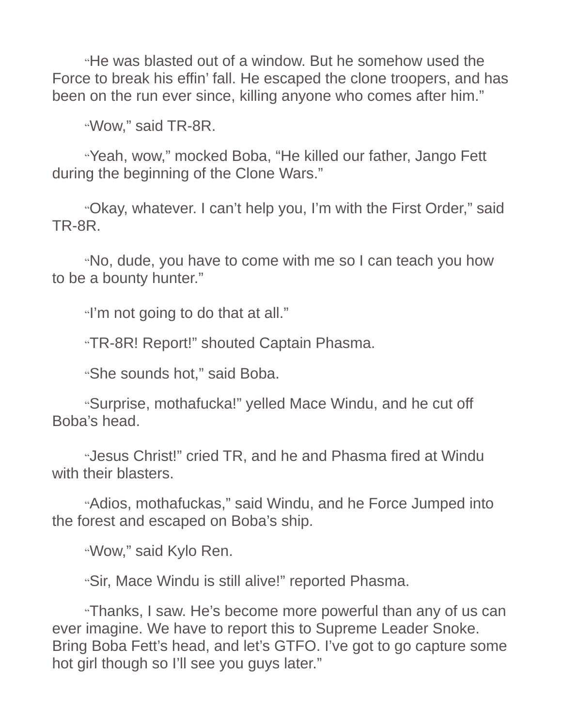"He was blasted out of a window. But he somehow used the Force to break his effin' fall. He escaped the clone troopers, and has been on the run ever since, killing anyone who comes after him."

"Wow," said TR-8R.

"Yeah, wow," mocked Boba, "He killed our father, Jango Fett during the beginning of the Clone Wars."

"Okay, whatever. I can't help you, I'm with the First Order," said TR-8R.

"No, dude, you have to come with me so I can teach you how to be a bounty hunter."

"I'm not going to do that at all."

"TR-8R! Report!" shouted Captain Phasma.

"She sounds hot," said Boba.

"Surprise, mothafucka!" yelled Mace Windu, and he cut off Boba's head.

"Jesus Christ!" cried TR, and he and Phasma fired at Windu with their blasters.

"Adios, mothafuckas," said Windu, and he Force Jumped into the forest and escaped on Boba's ship.

"Wow," said Kylo Ren.

"Sir, Mace Windu is still alive!" reported Phasma.

"Thanks, I saw. He's become more powerful than any of us can ever imagine. We have to report this to Supreme Leader Snoke. Bring Boba Fett's head, and let's GTFO. I've got to go capture some hot girl though so I'll see you guys later."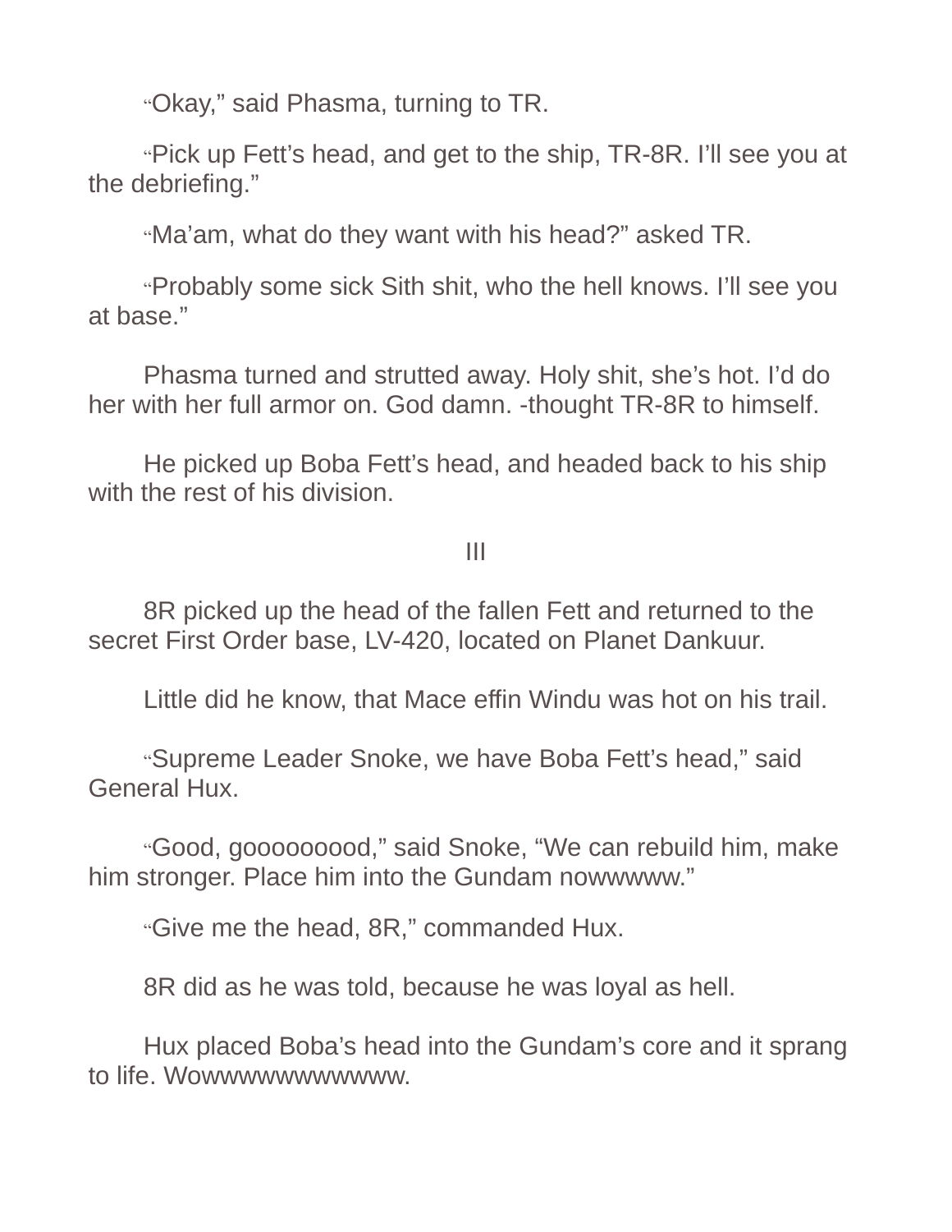"Okay," said Phasma, turning to TR.

"Pick up Fett's head, and get to the ship, TR-8R. I'll see you at the debriefing."

"Ma'am, what do they want with his head?" asked TR.

"Probably some sick Sith shit, who the hell knows. I'll see you at base."

Phasma turned and strutted away. Holy shit, she's hot. I'd do her with her full armor on. God damn. -thought TR-8R to himself.

He picked up Boba Fett's head, and headed back to his ship with the rest of his division.

III

8R picked up the head of the fallen Fett and returned to the secret First Order base, LV-420, located on Planet Dankuur.

Little did he know, that Mace effin Windu was hot on his trail.

"Supreme Leader Snoke, we have Boba Fett's head," said General Hux.

"Good, gooooooood," said Snoke, "We can rebuild him, make him stronger. Place him into the Gundam nowwwww."

"Give me the head, 8R," commanded Hux.

8R did as he was told, because he was loyal as hell.

Hux placed Boba's head into the Gundam's core and it sprang to life. Wowwwwwwwwwww.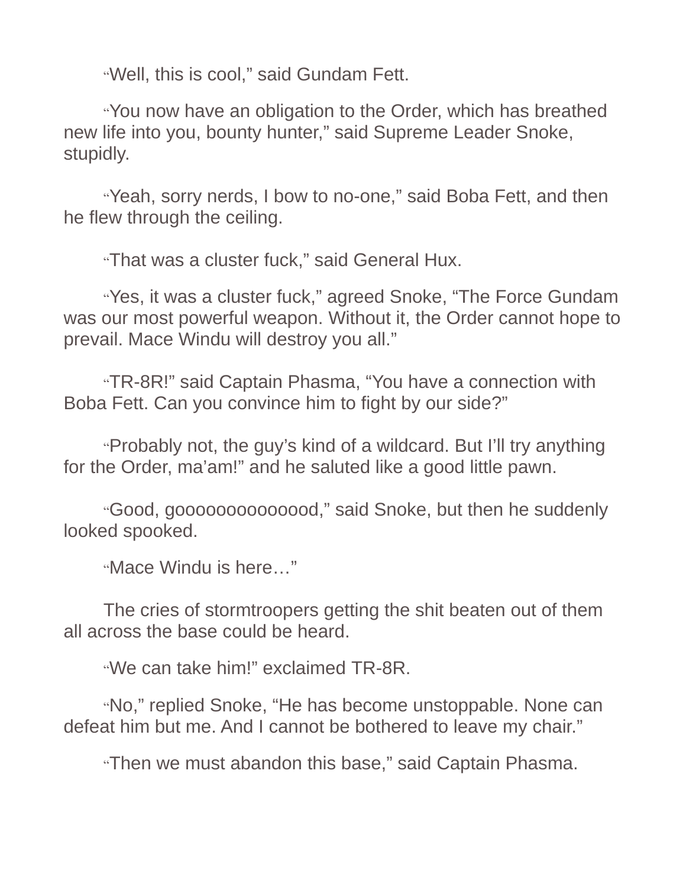"Well, this is cool," said Gundam Fett.

"You now have an obligation to the Order, which has breathed new life into you, bounty hunter," said Supreme Leader Snoke, stupidly.

"Yeah, sorry nerds, I bow to no-one," said Boba Fett, and then he flew through the ceiling.

"That was a cluster fuck," said General Hux.

"Yes, it was a cluster fuck," agreed Snoke, "The Force Gundam was our most powerful weapon. Without it, the Order cannot hope to prevail. Mace Windu will destroy you all."

"TR-8R!" said Captain Phasma, "You have a connection with Boba Fett. Can you convince him to fight by our side?"

"Probably not, the guy's kind of a wildcard. But I'll try anything for the Order, ma'am!" and he saluted like a good little pawn.

"Good, goooooooooooood," said Snoke, but then he suddenly looked spooked.

"Mace Windu is here…"

The cries of stormtroopers getting the shit beaten out of them all across the base could be heard.

"We can take him!" exclaimed TR-8R.

"No," replied Snoke, "He has become unstoppable. None can defeat him but me. And I cannot be bothered to leave my chair."

"Then we must abandon this base," said Captain Phasma.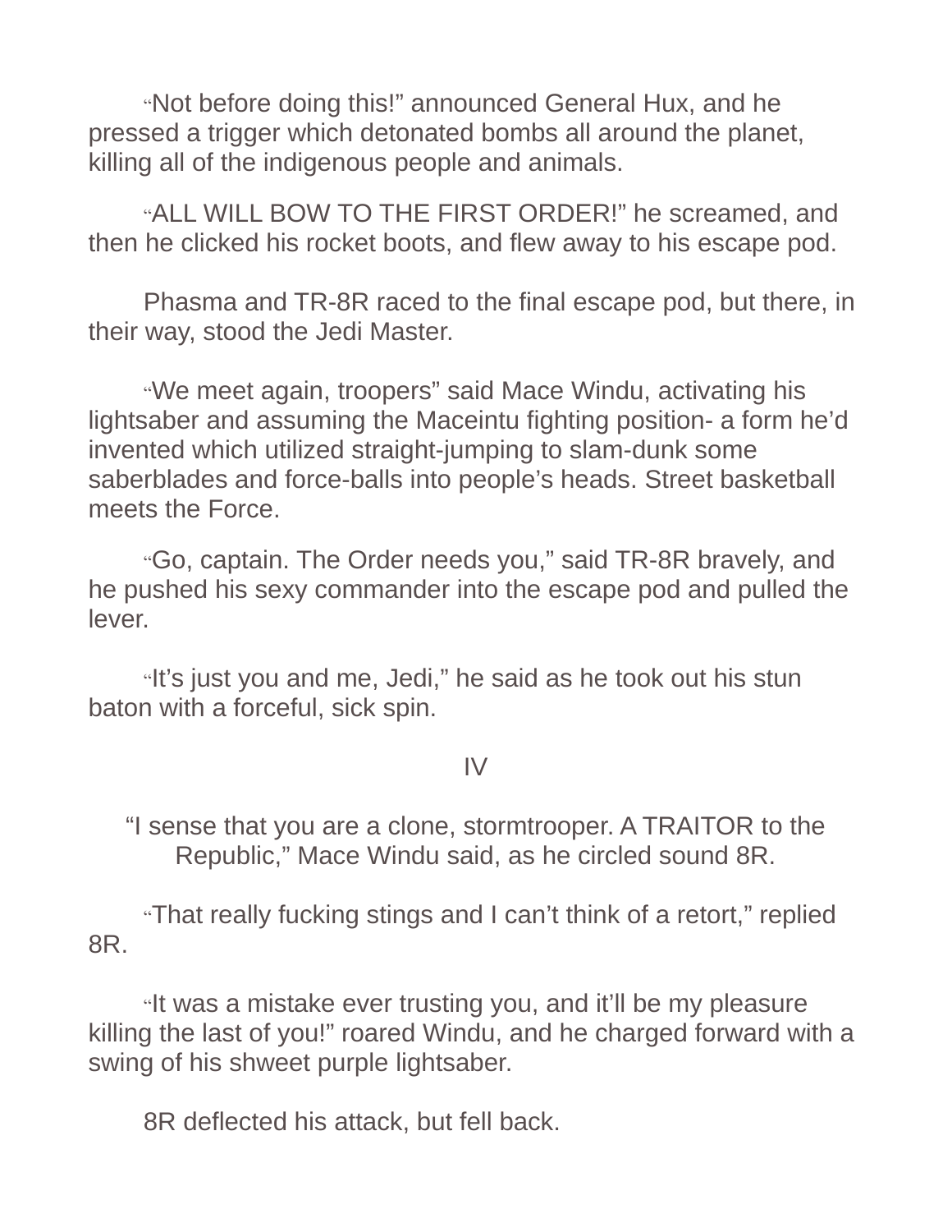"Not before doing this!" announced General Hux, and he pressed a trigger which detonated bombs all around the planet, killing all of the indigenous people and animals.

"ALL WILL BOW TO THE FIRST ORDER!" he screamed, and then he clicked his rocket boots, and flew away to his escape pod.

Phasma and TR-8R raced to the final escape pod, but there, in their way, stood the Jedi Master.

"We meet again, troopers" said Mace Windu, activating his lightsaber and assuming the Maceintu fighting position- a form he'd invented which utilized straight-jumping to slam-dunk some saberblades and force-balls into people's heads. Street basketball meets the Force.

"Go, captain. The Order needs you," said TR-8R bravely, and he pushed his sexy commander into the escape pod and pulled the lever.

"It's just you and me, Jedi," he said as he took out his stun baton with a forceful, sick spin.

## IV

"I sense that you are a clone, stormtrooper. A TRAITOR to the Republic," Mace Windu said, as he circled sound 8R.

"That really fucking stings and I can't think of a retort," replied 8R.

"It was a mistake ever trusting you, and it'll be my pleasure killing the last of you!" roared Windu, and he charged forward with a swing of his shweet purple lightsaber.

8R deflected his attack, but fell back.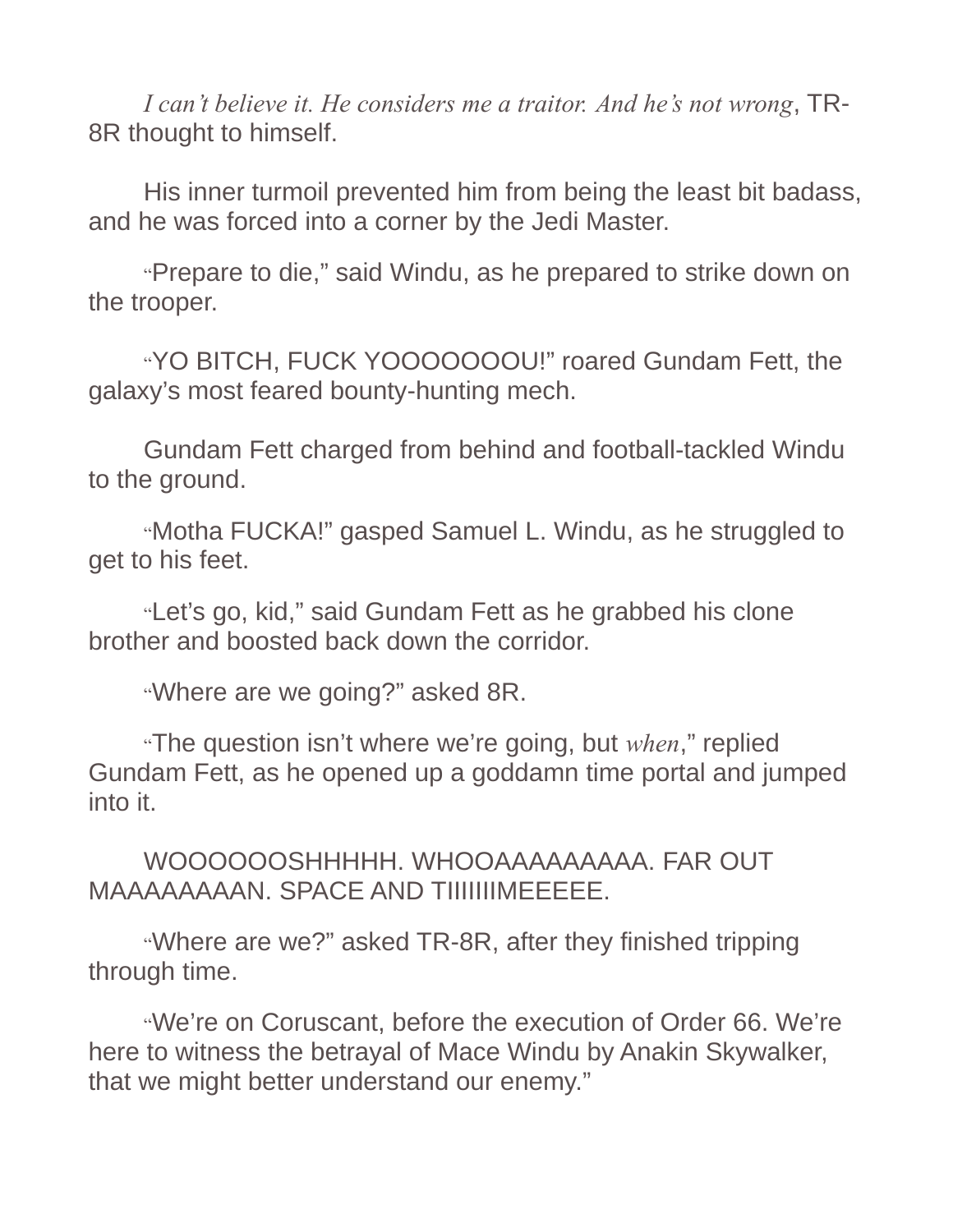*I can't believe it. He considers me a traitor. And he's not wrong*, TR-8R thought to himself.

His inner turmoil prevented him from being the least bit badass, and he was forced into a corner by the Jedi Master.

"Prepare to die," said Windu, as he prepared to strike down on the trooper.

"YO BITCH, FUCK YOOOOOOOU!" roared Gundam Fett, the galaxy's most feared bounty-hunting mech.

Gundam Fett charged from behind and football-tackled Windu to the ground.

"Motha FUCKA!" gasped Samuel L. Windu, as he struggled to get to his feet.

"Let's go, kid," said Gundam Fett as he grabbed his clone brother and boosted back down the corridor.

"Where are we going?" asked 8R.

"The question isn't where we're going, but *when*," replied Gundam Fett, as he opened up a goddamn time portal and jumped into it.

WOOOOOOSHHHHH. WHOOAAAAAAAAA. FAR OUT MAAAAAAAAN. SPACE AND TIIIIIIIMEEEEE.

"Where are we?" asked TR-8R, after they finished tripping through time.

"We're on Coruscant, before the execution of Order 66. We're here to witness the betrayal of Mace Windu by Anakin Skywalker, that we might better understand our enemy."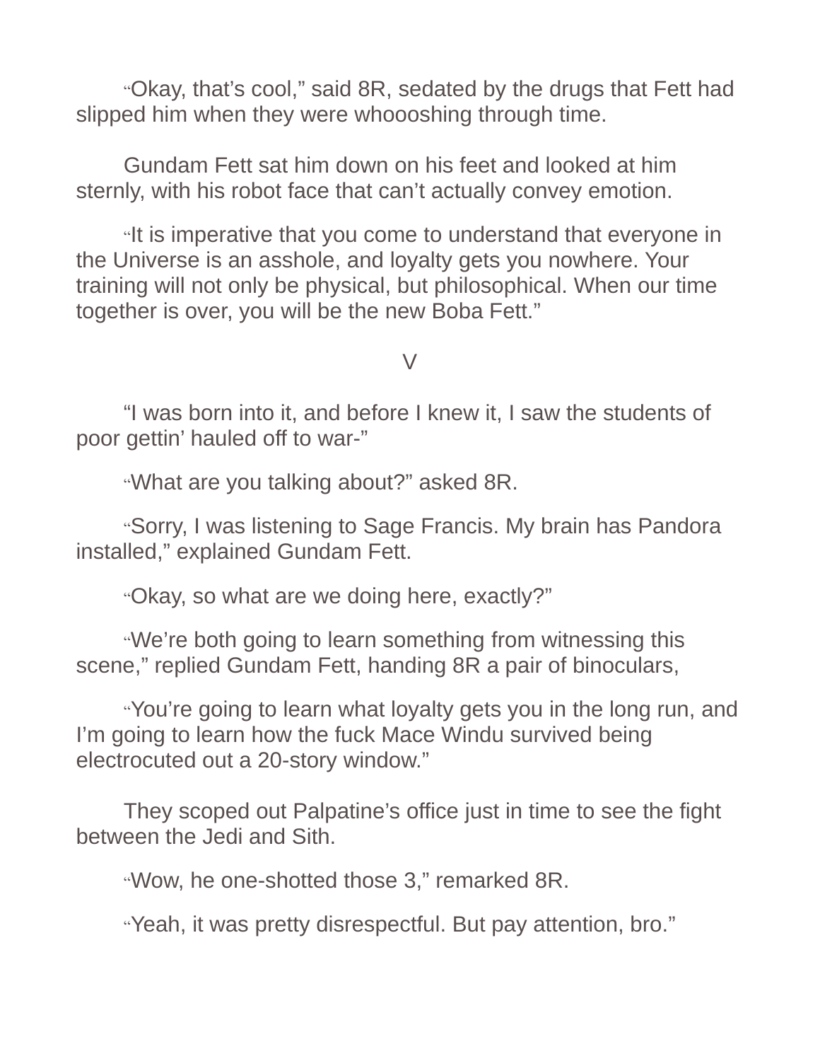"Okay, that's cool," said 8R, sedated by the drugs that Fett had slipped him when they were whoooshing through time.

Gundam Fett sat him down on his feet and looked at him sternly, with his robot face that can't actually convey emotion.

"It is imperative that you come to understand that everyone in the Universe is an asshole, and loyalty gets you nowhere. Your training will not only be physical, but philosophical. When our time together is over, you will be the new Boba Fett."

V

"I was born into it, and before I knew it, I saw the students of poor gettin' hauled off to war-"

"What are you talking about?" asked 8R.

"Sorry, I was listening to Sage Francis. My brain has Pandora installed," explained Gundam Fett.

"Okay, so what are we doing here, exactly?"

"We're both going to learn something from witnessing this scene," replied Gundam Fett, handing 8R a pair of binoculars,

"You're going to learn what loyalty gets you in the long run, and I'm going to learn how the fuck Mace Windu survived being electrocuted out a 20-story window."

They scoped out Palpatine's office just in time to see the fight between the Jedi and Sith.

"Wow, he one-shotted those 3," remarked 8R.

"Yeah, it was pretty disrespectful. But pay attention, bro."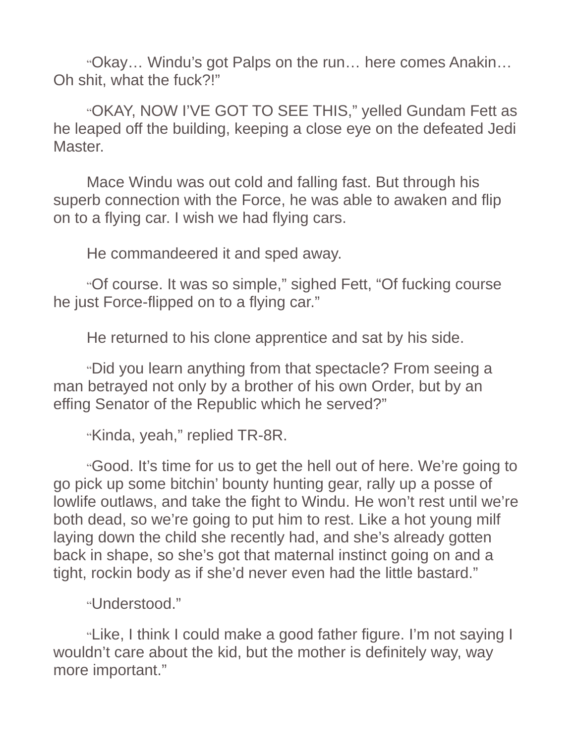"Okay… Windu's got Palps on the run… here comes Anakin… Oh shit, what the fuck?!"

"OKAY, NOW I'VE GOT TO SEE THIS," yelled Gundam Fett as he leaped off the building, keeping a close eye on the defeated Jedi Master.

Mace Windu was out cold and falling fast. But through his superb connection with the Force, he was able to awaken and flip on to a flying car. I wish we had flying cars.

He commandeered it and sped away.

"Of course. It was so simple," sighed Fett, "Of fucking course he just Force-flipped on to a flying car."

He returned to his clone apprentice and sat by his side.

"Did you learn anything from that spectacle? From seeing a man betrayed not only by a brother of his own Order, but by an effing Senator of the Republic which he served?"

"Kinda, yeah," replied TR-8R.

"Good. It's time for us to get the hell out of here. We're going to go pick up some bitchin' bounty hunting gear, rally up a posse of lowlife outlaws, and take the fight to Windu. He won't rest until we're both dead, so we're going to put him to rest. Like a hot young milf laying down the child she recently had, and she's already gotten back in shape, so she's got that maternal instinct going on and a tight, rockin body as if she'd never even had the little bastard."

"Understood."

"Like, I think I could make a good father figure. I'm not saying I wouldn't care about the kid, but the mother is definitely way, way more important."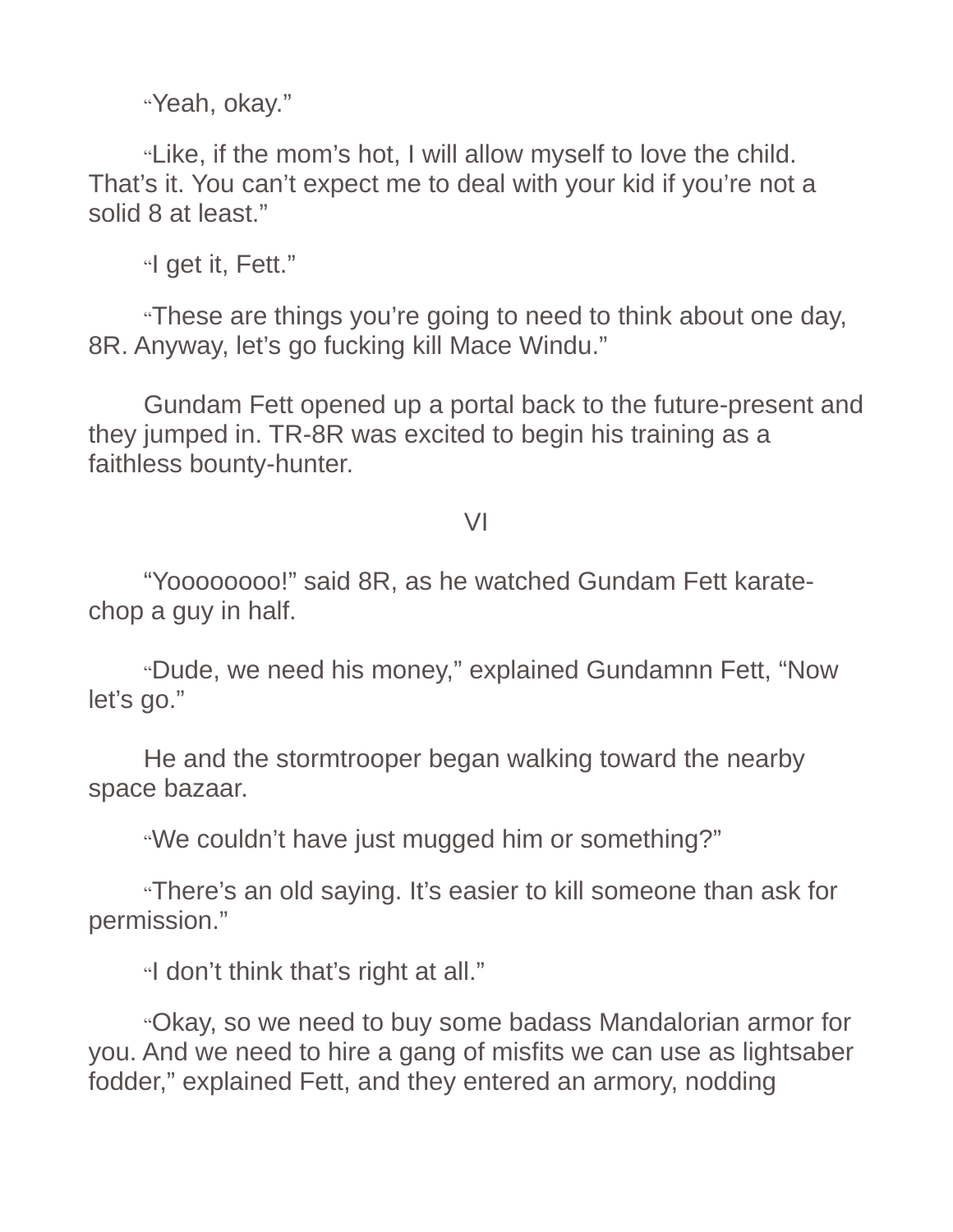"Yeah, okay."

"Like, if the mom's hot, I will allow myself to love the child. That's it. You can't expect me to deal with your kid if you're not a solid 8 at least."

"I get it, Fett."

"These are things you're going to need to think about one day, 8R. Anyway, let's go fucking kill Mace Windu."

Gundam Fett opened up a portal back to the future-present and they jumped in. TR-8R was excited to begin his training as a faithless bounty-hunter.

## VI

"Yoooooooo!" said 8R, as he watched Gundam Fett karate-chop a guy in half.

"Dude, we need his money," explained Gundamnn Fett, "Now let's go."

He and the stormtrooper began walking toward the nearby space bazaar.

"We couldn't have just mugged him or something?"

"There's an old saying. It's easier to kill someone than ask for permission."

"I don't think that's right at all."

"Okay, so we need to buy some badass Mandalorian armor for you. And we need to hire a gang of misfits we can use as lightsaber fodder," explained Fett, and they entered an armory, nodding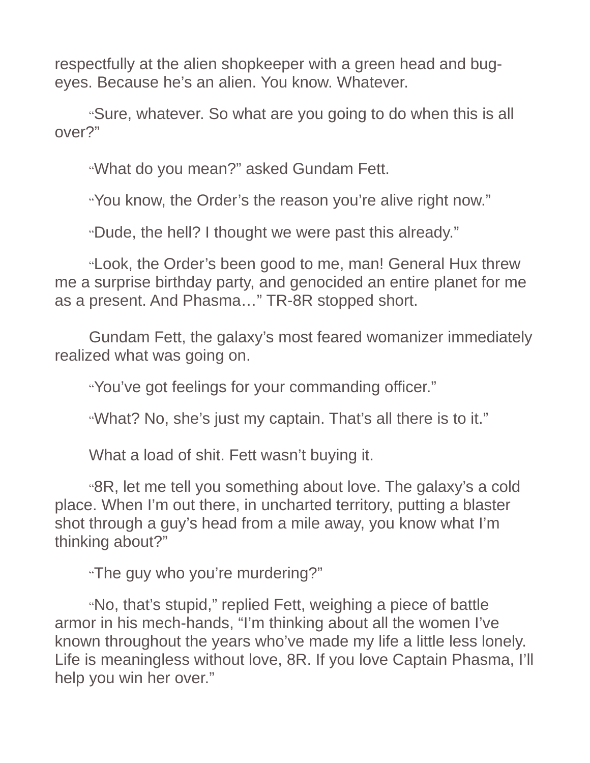respectfully at the alien shopkeeper with a green head and bug-eyes. Because he's an alien. You know. Whatever.

"Sure, whatever. So what are you going to do when this is all over?"

"What do you mean?" asked Gundam Fett.

"You know, the Order's the reason you're alive right now."

"Dude, the hell? I thought we were past this already."

"Look, the Order's been good to me, man! General Hux threw me a surprise birthday party, and genocided an entire planet for me as a present. And Phasma…" TR-8R stopped short.

Gundam Fett, the galaxy's most feared womanizer immediately realized what was going on.

"You've got feelings for your commanding officer."

"What? No, she's just my captain. That's all there is to it."

What a load of shit. Fett wasn't buying it.

"8R, let me tell you something about love. The galaxy's a cold place. When I'm out there, in uncharted territory, putting a blaster shot through a guy's head from a mile away, you know what I'm thinking about?"

"The guy who you're murdering?"

"No, that's stupid," replied Fett, weighing a piece of battle armor in his mech-hands, "I'm thinking about all the women I've known throughout the years who've made my life a little less lonely. Life is meaningless without love, 8R. If you love Captain Phasma, I'll help you win her over."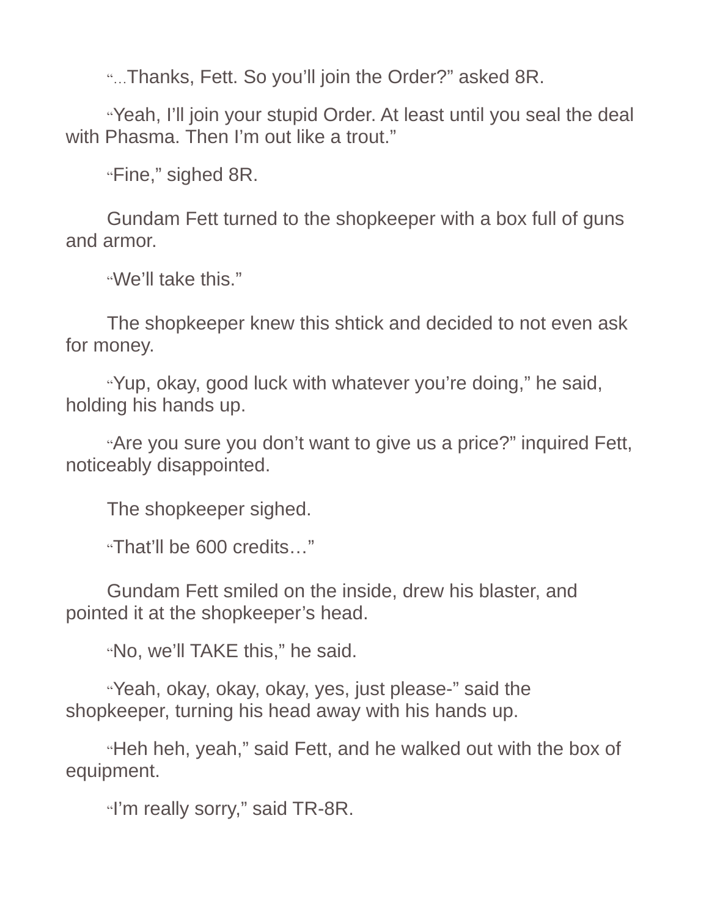"…Thanks, Fett. So you'll join the Order?" asked 8R.

"Yeah, I'll join your stupid Order. At least until you seal the deal with Phasma. Then I'm out like a trout."

"Fine," sighed 8R.

Gundam Fett turned to the shopkeeper with a box full of guns and armor.

"We'll take this."

The shopkeeper knew this shtick and decided to not even ask for money.

"Yup, okay, good luck with whatever you're doing," he said, holding his hands up.

"Are you sure you don't want to give us a price?" inquired Fett, noticeably disappointed.

The shopkeeper sighed.

"That'll be 600 credits…"

Gundam Fett smiled on the inside, drew his blaster, and pointed it at the shopkeeper's head.

"No, we'll TAKE this," he said.

"Yeah, okay, okay, okay, yes, just please-" said the shopkeeper, turning his head away with his hands up.

"Heh heh, yeah," said Fett, and he walked out with the box of equipment.

"I'm really sorry," said TR-8R.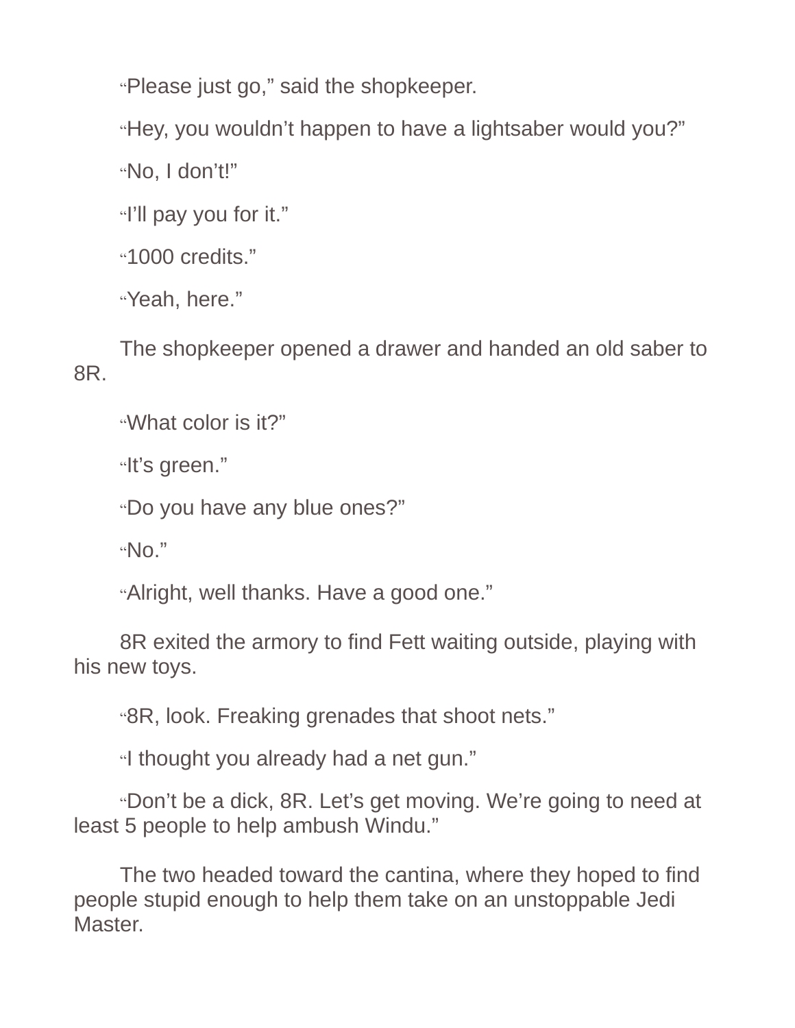"Please just go," said the shopkeeper.

"Hey, you wouldn't happen to have a lightsaber would you?"

"No, I don't!"

"I'll pay you for it."

"1000 credits."

"Yeah, here."

The shopkeeper opened a drawer and handed an old saber to 8R.

"What color is it?"

"It's green."

"Do you have any blue ones?"

"No."

"Alright, well thanks. Have a good one."

8R exited the armory to find Fett waiting outside, playing with his new toys.

"8R, look. Freaking grenades that shoot nets."

"I thought you already had a net gun."

"Don't be a dick, 8R. Let's get moving. We're going to need at least 5 people to help ambush Windu."

The two headed toward the cantina, where they hoped to find people stupid enough to help them take on an unstoppable Jedi Master.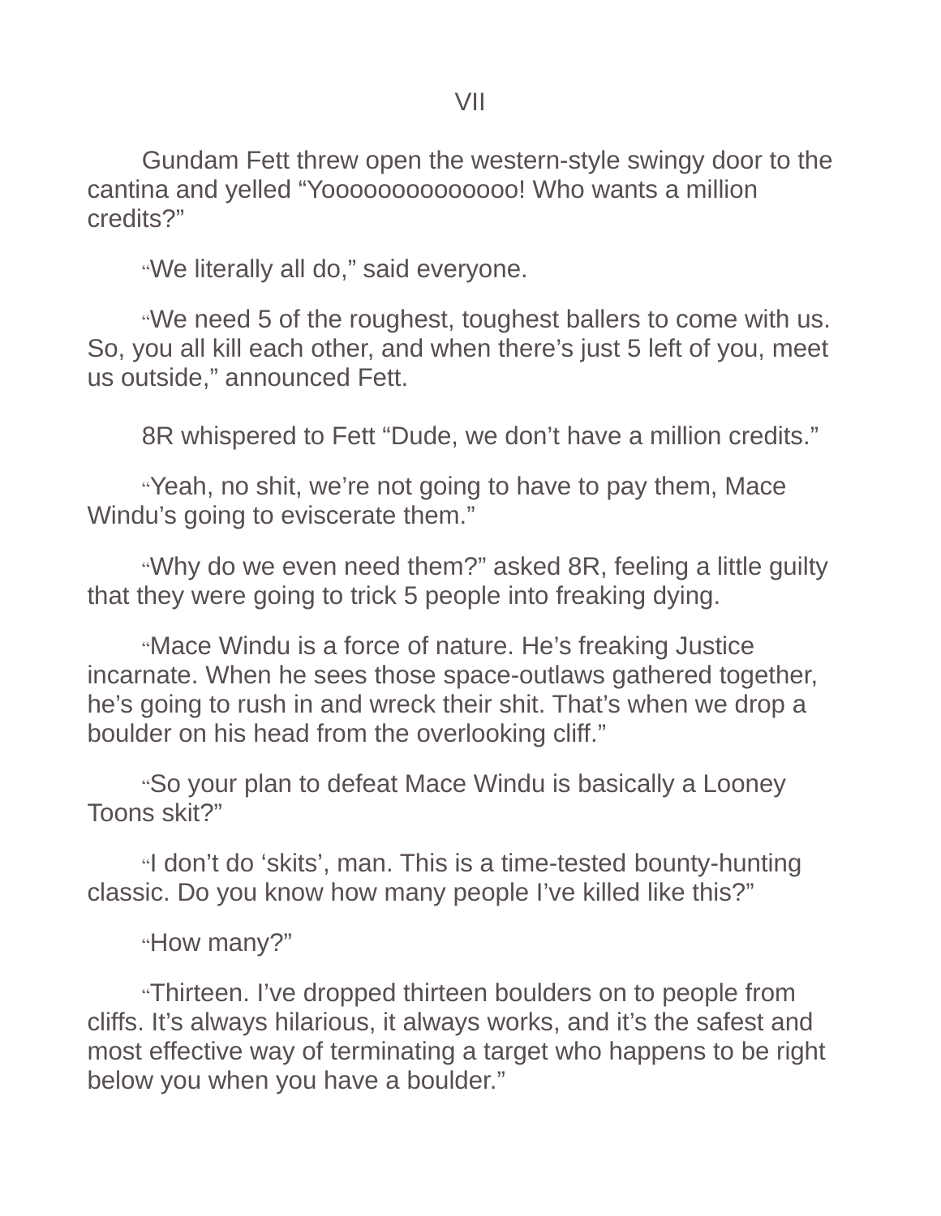# VII

Gundam Fett threw open the western-style swingy door to the cantina and yelled "Yoooooooooooooo! Who wants a million credits?"

"We literally all do," said everyone.

"We need 5 of the roughest, toughest ballers to come with us. So, you all kill each other, and when there's just 5 left of you, meet us outside," announced Fett.

8R whispered to Fett "Dude, we don't have a million credits."

"Yeah, no shit, we're not going to have to pay them, Mace Windu's going to eviscerate them."

"Why do we even need them?" asked 8R, feeling a little guilty that they were going to trick 5 people into freaking dying.

"Mace Windu is a force of nature. He's freaking Justice incarnate. When he sees those space-outlaws gathered together, he's going to rush in and wreck their shit. That's when we drop a boulder on his head from the overlooking cliff."

"So your plan to defeat Mace Windu is basically a Looney Toons skit?"

"I don't do 'skits', man. This is a time-tested bounty-hunting classic. Do you know how many people I've killed like this?"

"How many?"

"Thirteen. I've dropped thirteen boulders on to people from cliffs. It's always hilarious, it always works, and it's the safest and most effective way of terminating a target who happens to be right below you when you have a boulder."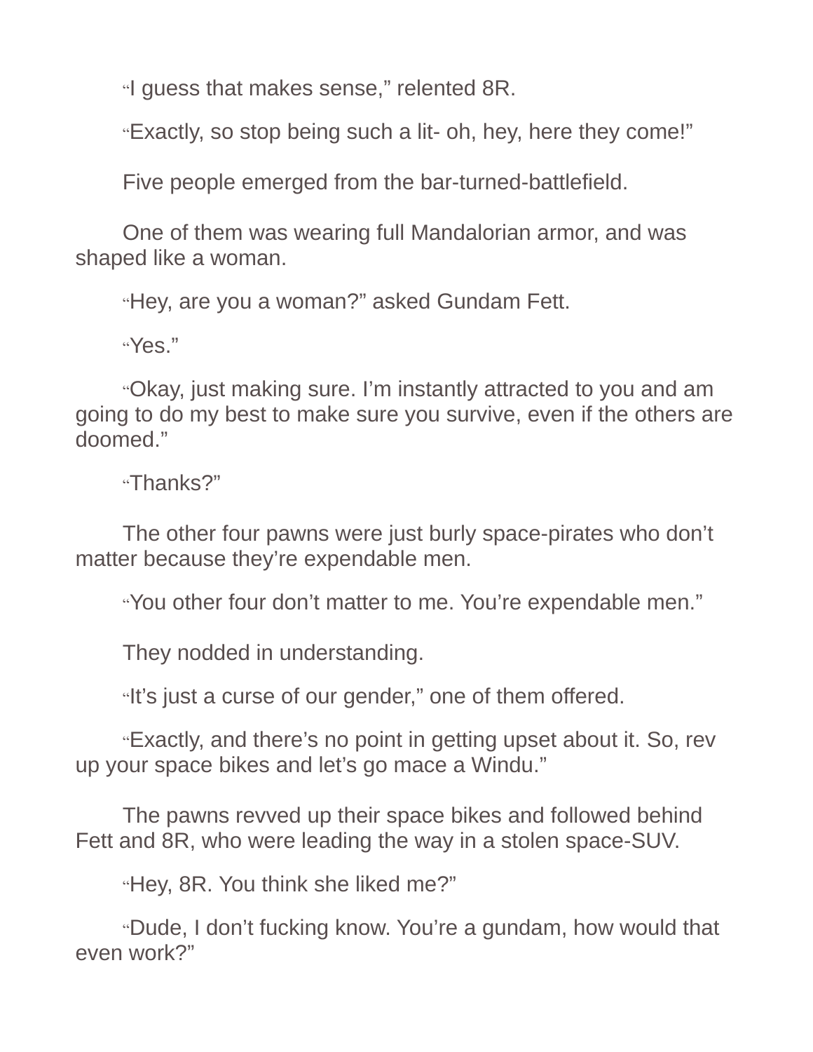"I guess that makes sense," relented 8R.

"Exactly, so stop being such a lit- oh, hey, here they come!"

Five people emerged from the bar-turned-battlefield.

One of them was wearing full Mandalorian armor, and was shaped like a woman.

"Hey, are you a woman?" asked Gundam Fett.

"Yes."

"Okay, just making sure. I'm instantly attracted to you and am going to do my best to make sure you survive, even if the others are doomed."

"Thanks?"

The other four pawns were just burly space-pirates who don't matter because they're expendable men.

"You other four don't matter to me. You're expendable men."

They nodded in understanding.

"It's just a curse of our gender," one of them offered.

"Exactly, and there's no point in getting upset about it. So, rev up your space bikes and let's go mace a Windu."

The pawns revved up their space bikes and followed behind Fett and 8R, who were leading the way in a stolen space-SUV.

"Hey, 8R. You think she liked me?"

"Dude, I don't fucking know. You're a gundam, how would that even work?"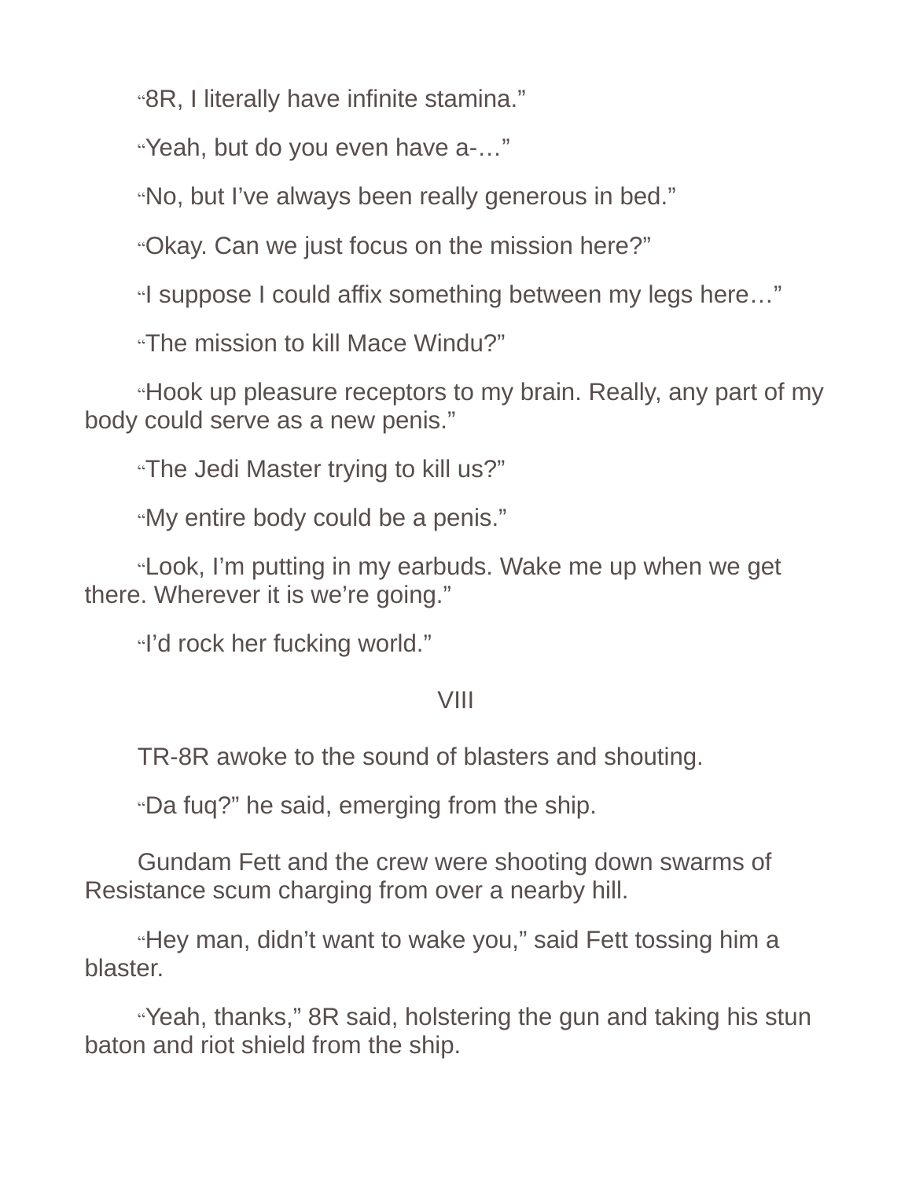"8R, I literally have infinite stamina."

"Yeah, but do you even have a-…"

"No, but I've always been really generous in bed."

"Okay. Can we just focus on the mission here?"

"I suppose I could affix something between my legs here…"

"The mission to kill Mace Windu?"

"Hook up pleasure receptors to my brain. Really, any part of my body could serve as a new penis."

"The Jedi Master trying to kill us?"

"My entire body could be a penis."

"Look, I'm putting in my earbuds. Wake me up when we get there. Wherever it is we're going."

"I'd rock her fucking world."

## VIII

TR-8R awoke to the sound of blasters and shouting.

"Da fuq?" he said, emerging from the ship.

Gundam Fett and the crew were shooting down swarms of Resistance scum charging from over a nearby hill.

"Hey man, didn't want to wake you," said Fett tossing him a blaster.

"Yeah, thanks," 8R said, holstering the gun and taking his stun baton and riot shield from the ship.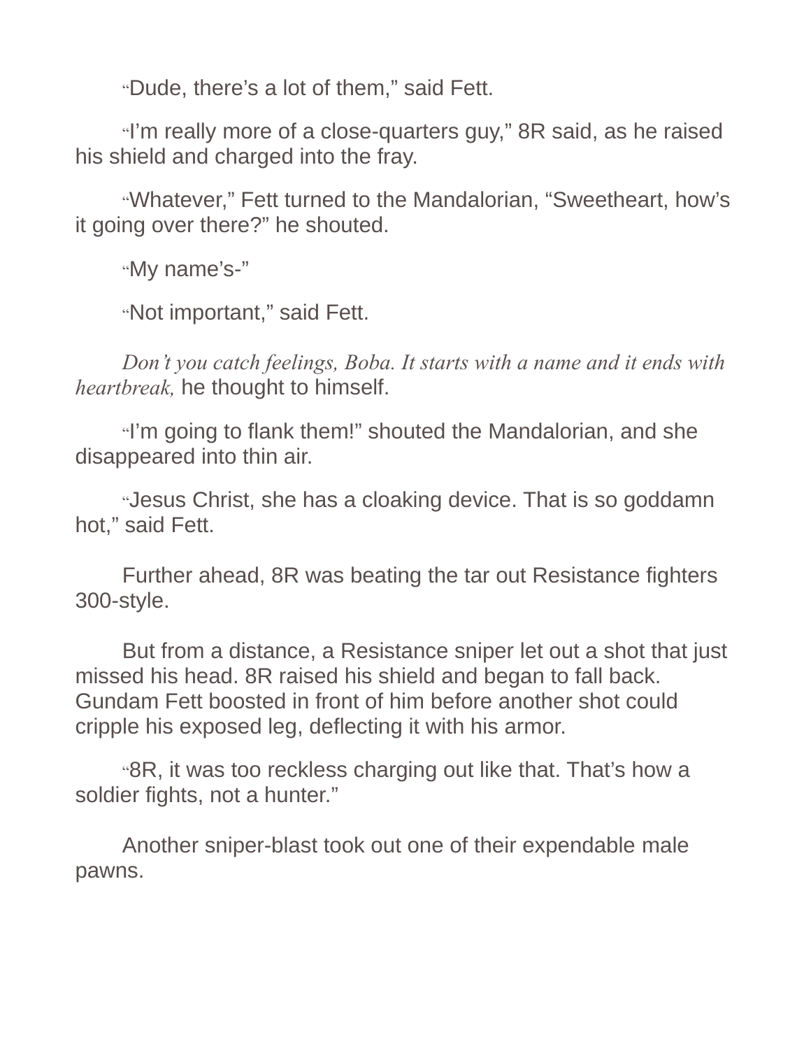"Dude, there's a lot of them," said Fett.

"I'm really more of a close-quarters guy," 8R said, as he raised his shield and charged into the fray.

"Whatever," Fett turned to the Mandalorian, "Sweetheart, how's it going over there?" he shouted.

"My name's-"

"Not important," said Fett.

*Don't you catch feelings, Boba. It starts with a name and it ends with heartbreak,* he thought to himself.

"I'm going to flank them!" shouted the Mandalorian, and she disappeared into thin air.

"Jesus Christ, she has a cloaking device. That is so goddamn hot," said Fett.

Further ahead, 8R was beating the tar out Resistance fighters 300-style.

But from a distance, a Resistance sniper let out a shot that just missed his head. 8R raised his shield and began to fall back. Gundam Fett boosted in front of him before another shot could cripple his exposed leg, deflecting it with his armor.

"8R, it was too reckless charging out like that. That's how a soldier fights, not a hunter."

Another sniper-blast took out one of their expendable male pawns.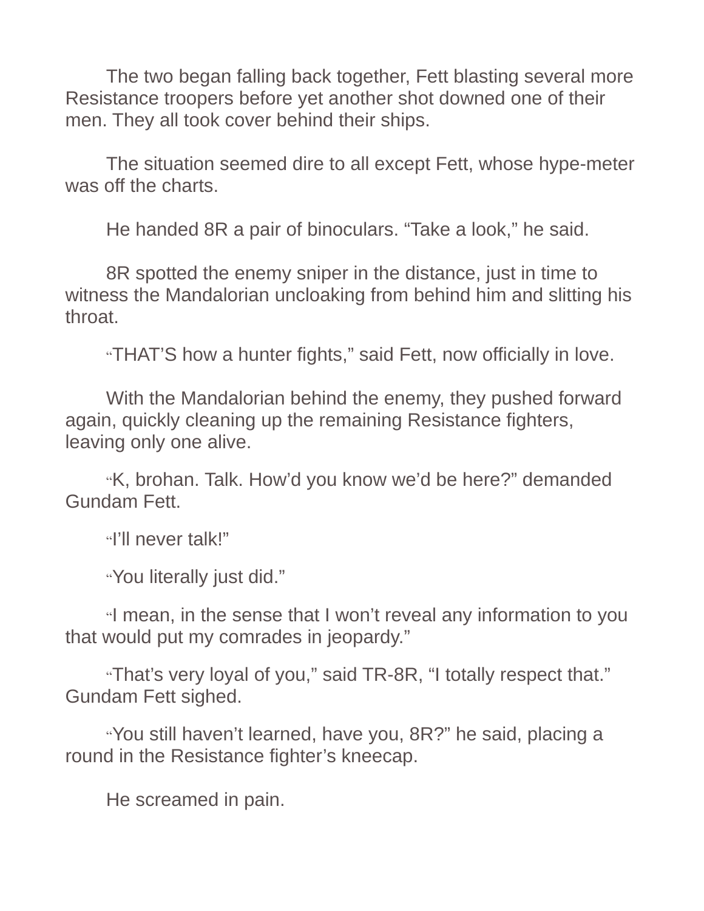The two began falling back together, Fett blasting several more Resistance troopers before yet another shot downed one of their men. They all took cover behind their ships.

The situation seemed dire to all except Fett, whose hype-meter was off the charts.

He handed 8R a pair of binoculars. “Take a look,” he said.

8R spotted the enemy sniper in the distance, just in time to witness the Mandalorian uncloaking from behind him and slitting his throat.

“THAT’S how a hunter fights,” said Fett, now officially in love.

With the Mandalorian behind the enemy, they pushed forward again, quickly cleaning up the remaining Resistance fighters, leaving only one alive.

“K, brohan. Talk. How’d you know we’d be here?” demanded Gundam Fett.

“I’ll never talk!”

“You literally just did.”

“I mean, in the sense that I won’t reveal any information to you that would put my comrades in jeopardy.”

“That’s very loyal of you,” said TR-8R, “I totally respect that.” Gundam Fett sighed.

“You still haven’t learned, have you, 8R?” he said, placing a round in the Resistance fighter’s kneecap.

He screamed in pain.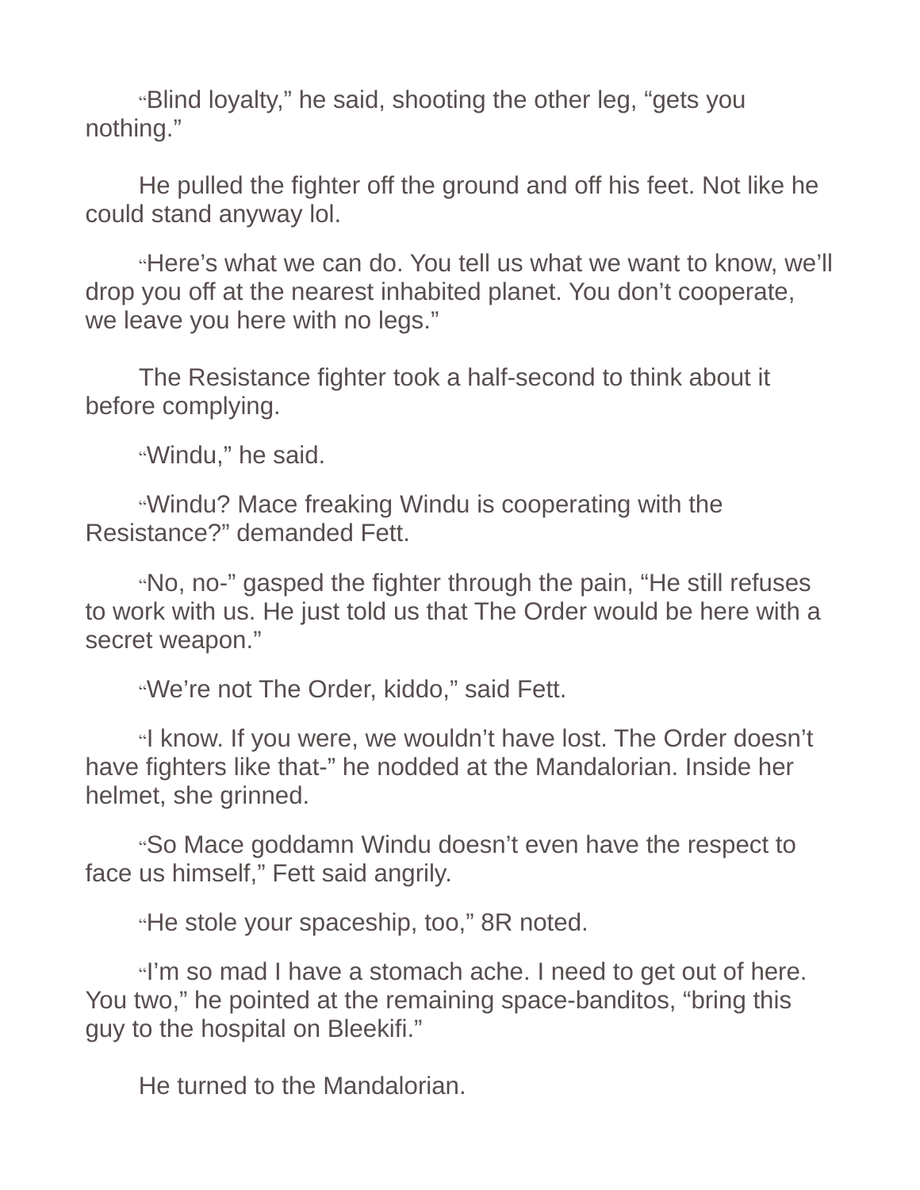"Blind loyalty," he said, shooting the other leg, "gets you nothing."

He pulled the fighter off the ground and off his feet. Not like he could stand anyway lol.

"Here's what we can do. You tell us what we want to know, we'll drop you off at the nearest inhabited planet. You don't cooperate, we leave you here with no legs."

The Resistance fighter took a half-second to think about it before complying.

"Windu," he said.

"Windu? Mace freaking Windu is cooperating with the Resistance?" demanded Fett.

"No, no-" gasped the fighter through the pain, "He still refuses to work with us. He just told us that The Order would be here with a secret weapon."

"We're not The Order, kiddo," said Fett.

"I know. If you were, we wouldn't have lost. The Order doesn't have fighters like that-" he nodded at the Mandalorian. Inside her helmet, she grinned.

"So Mace goddamn Windu doesn't even have the respect to face us himself," Fett said angrily.

"He stole your spaceship, too," 8R noted.

"I'm so mad I have a stomach ache. I need to get out of here. You two," he pointed at the remaining space-banditos, "bring this guy to the hospital on Bleekifi."

He turned to the Mandalorian.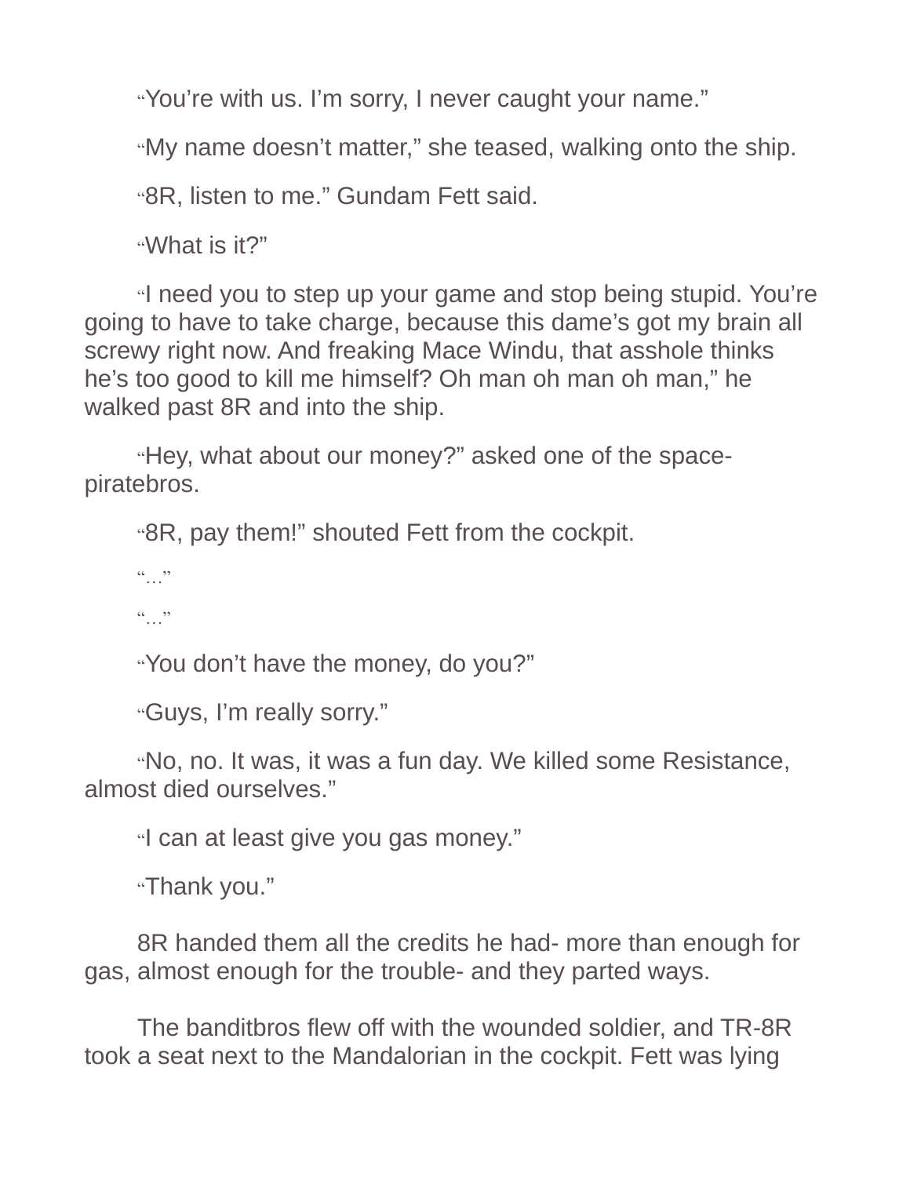"You're with us. I'm sorry, I never caught your name."

"My name doesn't matter," she teased, walking onto the ship.

"8R, listen to me." Gundam Fett said.

"What is it?"

"I need you to step up your game and stop being stupid. You're going to have to take charge, because this dame's got my brain all screwy right now. And freaking Mace Windu, that asshole thinks he's too good to kill me himself? Oh man oh man oh man," he walked past 8R and into the ship.

"Hey, what about our money?" asked one of the space-piratebros.

"8R, pay them!" shouted Fett from the cockpit.

"…"

"…"

"You don't have the money, do you?"

"Guys, I'm really sorry."

"No, no. It was, it was a fun day. We killed some Resistance, almost died ourselves."

"I can at least give you gas money."

"Thank you."

8R handed them all the credits he had- more than enough for gas, almost enough for the trouble- and they parted ways.

The banditbros flew off with the wounded soldier, and TR-8R took a seat next to the Mandalorian in the cockpit. Fett was lying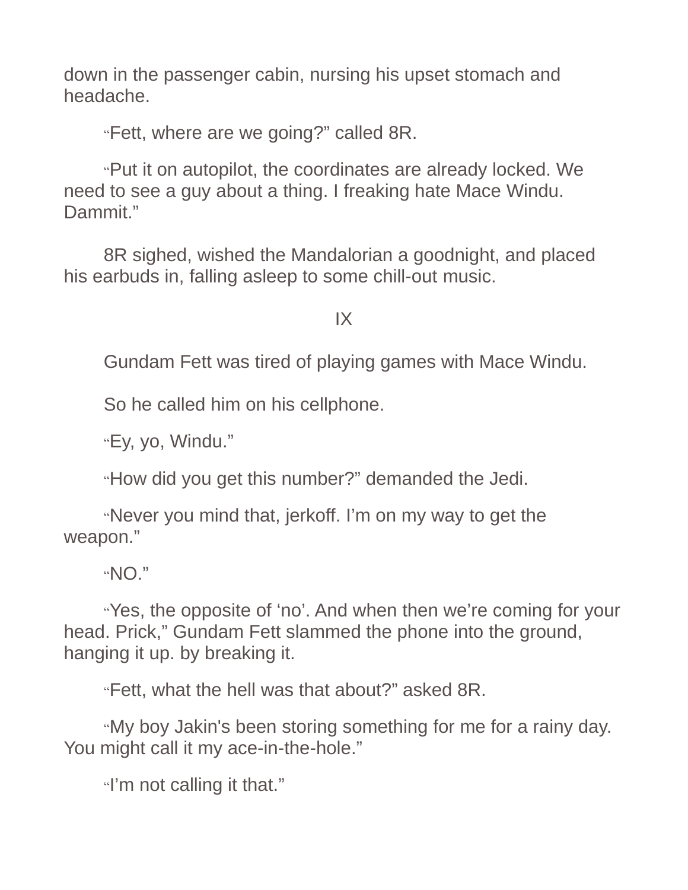down in the passenger cabin, nursing his upset stomach and headache.

"Fett, where are we going?" called 8R.

"Put it on autopilot, the coordinates are already locked. We need to see a guy about a thing. I freaking hate Mace Windu. Dammit."

8R sighed, wished the Mandalorian a goodnight, and placed his earbuds in, falling asleep to some chill-out music.

IX

Gundam Fett was tired of playing games with Mace Windu.

So he called him on his cellphone.

"Ey, yo, Windu."

"How did you get this number?" demanded the Jedi.

"Never you mind that, jerkoff. I'm on my way to get the weapon."

"NO."

"Yes, the opposite of 'no'. And when then we're coming for your head. Prick," Gundam Fett slammed the phone into the ground, hanging it up. by breaking it.

"Fett, what the hell was that about?" asked 8R.

"My boy Jakin's been storing something for me for a rainy day. You might call it my ace-in-the-hole."

"I'm not calling it that."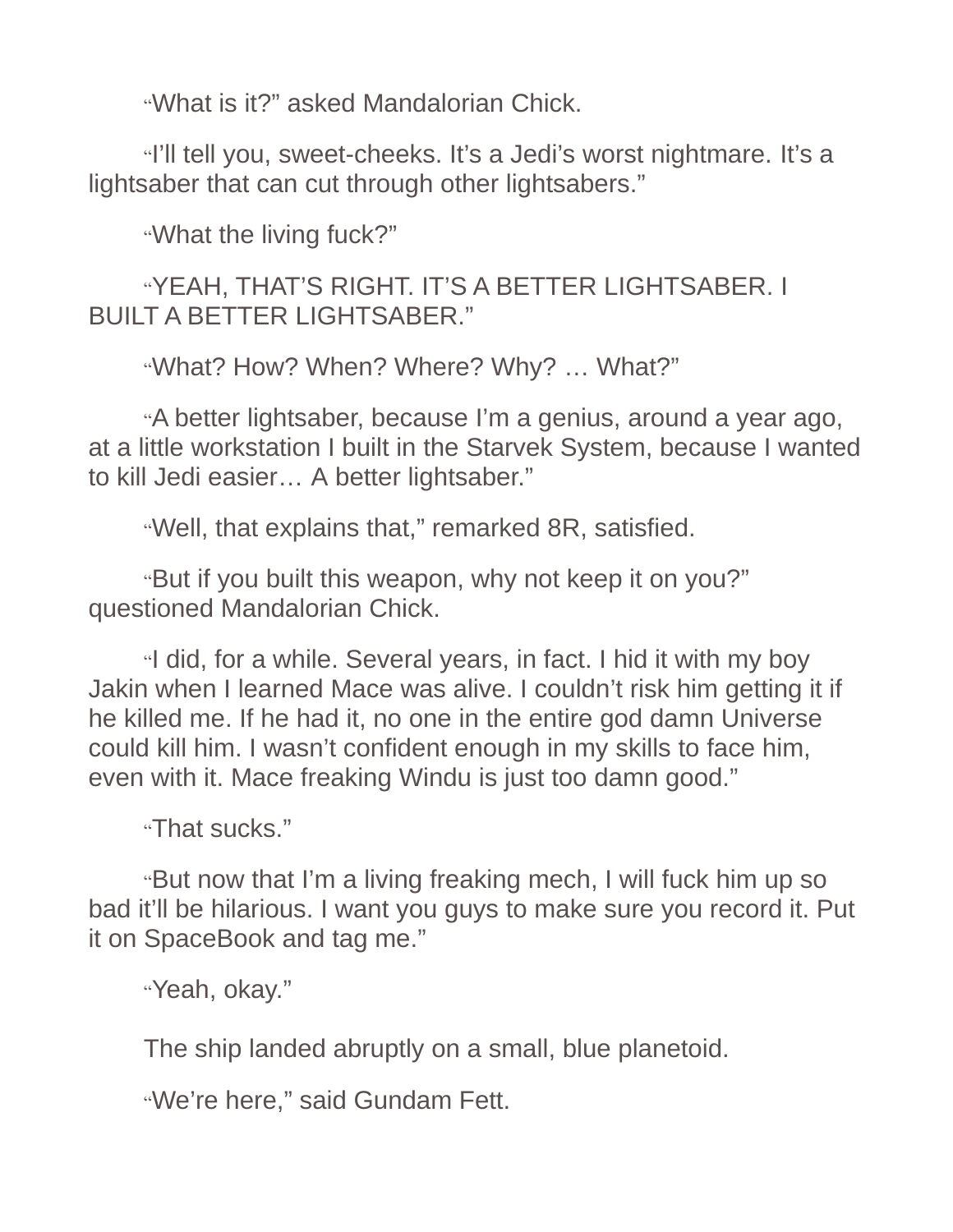"What is it?" asked Mandalorian Chick.

"I'll tell you, sweet-cheeks. It's a Jedi's worst nightmare. It's a lightsaber that can cut through other lightsabers."

"What the living fuck?"

"YEAH, THAT'S RIGHT. IT'S A BETTER LIGHTSABER. I BUILT A BETTER LIGHTSABER."

"What? How? When? Where? Why? … What?"

"A better lightsaber, because I'm a genius, around a year ago, at a little workstation I built in the Starvek System, because I wanted to kill Jedi easier… A better lightsaber."

"Well, that explains that," remarked 8R, satisfied.

"But if you built this weapon, why not keep it on you?" questioned Mandalorian Chick.

"I did, for a while. Several years, in fact. I hid it with my boy Jakin when I learned Mace was alive. I couldn't risk him getting it if he killed me. If he had it, no one in the entire god damn Universe could kill him. I wasn't confident enough in my skills to face him, even with it. Mace freaking Windu is just too damn good."

"That sucks."

"But now that I'm a living freaking mech, I will fuck him up so bad it'll be hilarious. I want you guys to make sure you record it. Put it on SpaceBook and tag me."

"Yeah, okay."

The ship landed abruptly on a small, blue planetoid.

"We're here," said Gundam Fett.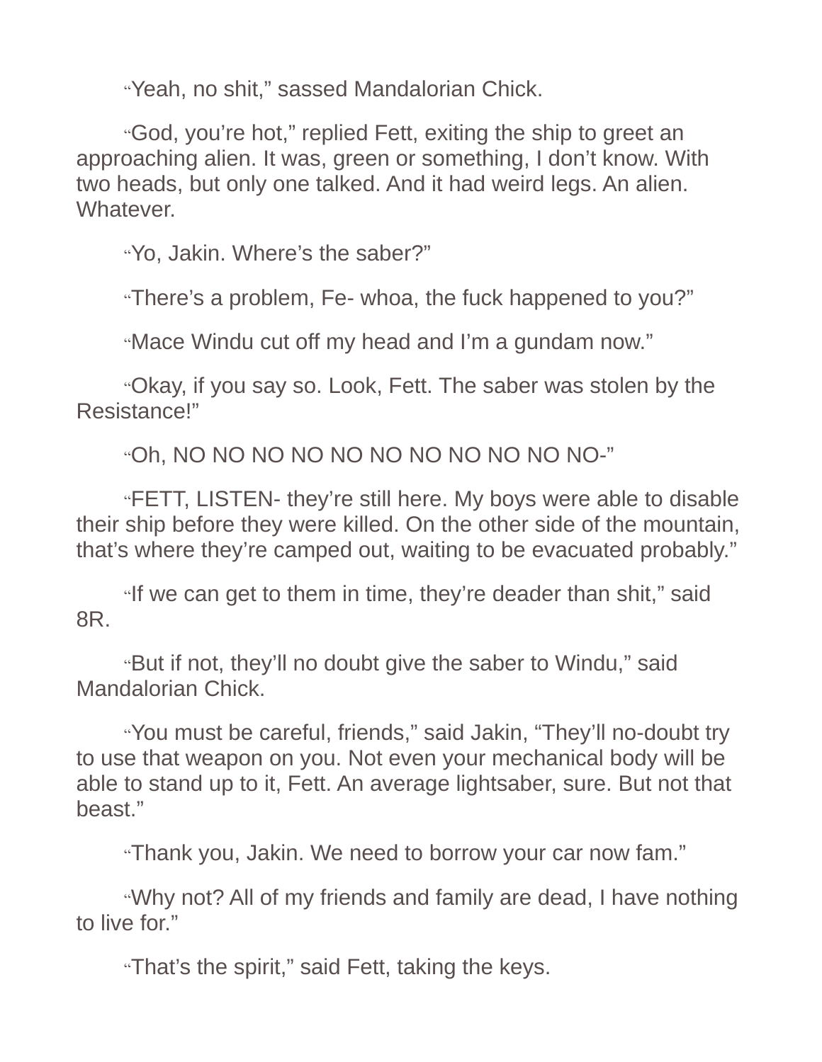"Yeah, no shit," sassed Mandalorian Chick.

"God, you're hot," replied Fett, exiting the ship to greet an approaching alien. It was, green or something, I don't know. With two heads, but only one talked. And it had weird legs. An alien. Whatever.

"Yo, Jakin. Where's the saber?"

"There's a problem, Fe- whoa, the fuck happened to you?"

"Mace Windu cut off my head and I'm a gundam now."

"Okay, if you say so. Look, Fett. The saber was stolen by the Resistance!"

"Oh, NO NO NO NO NO NO NO NO NO NO NO-"

"FETT, LISTEN- they're still here. My boys were able to disable their ship before they were killed. On the other side of the mountain, that's where they're camped out, waiting to be evacuated probably."

"If we can get to them in time, they're deader than shit," said 8R.

"But if not, they'll no doubt give the saber to Windu," said Mandalorian Chick.

"You must be careful, friends," said Jakin, "They'll no-doubt try to use that weapon on you. Not even your mechanical body will be able to stand up to it, Fett. An average lightsaber, sure. But not that beast."

"Thank you, Jakin. We need to borrow your car now fam."

"Why not? All of my friends and family are dead, I have nothing to live for."

"That's the spirit," said Fett, taking the keys.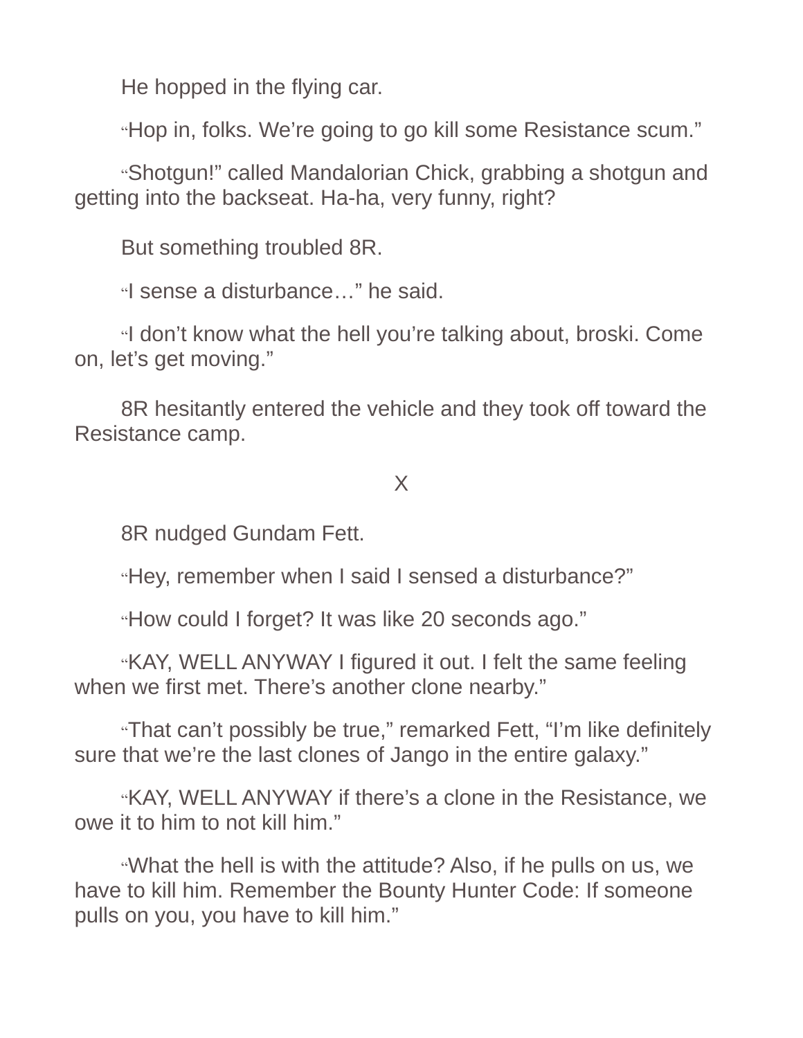He hopped in the flying car.

"Hop in, folks. We're going to go kill some Resistance scum."

"Shotgun!" called Mandalorian Chick, grabbing a shotgun and getting into the backseat. Ha-ha, very funny, right?

But something troubled 8R.

"I sense a disturbance…" he said.

"I don't know what the hell you're talking about, broski. Come on, let's get moving."

8R hesitantly entered the vehicle and they took off toward the Resistance camp.

X

8R nudged Gundam Fett.

"Hey, remember when I said I sensed a disturbance?"

"How could I forget? It was like 20 seconds ago."

"KAY, WELL ANYWAY I figured it out. I felt the same feeling when we first met. There's another clone nearby."

"That can't possibly be true," remarked Fett, "I'm like definitely sure that we're the last clones of Jango in the entire galaxy."

"KAY, WELL ANYWAY if there's a clone in the Resistance, we owe it to him to not kill him."

"What the hell is with the attitude? Also, if he pulls on us, we have to kill him. Remember the Bounty Hunter Code: If someone pulls on you, you have to kill him."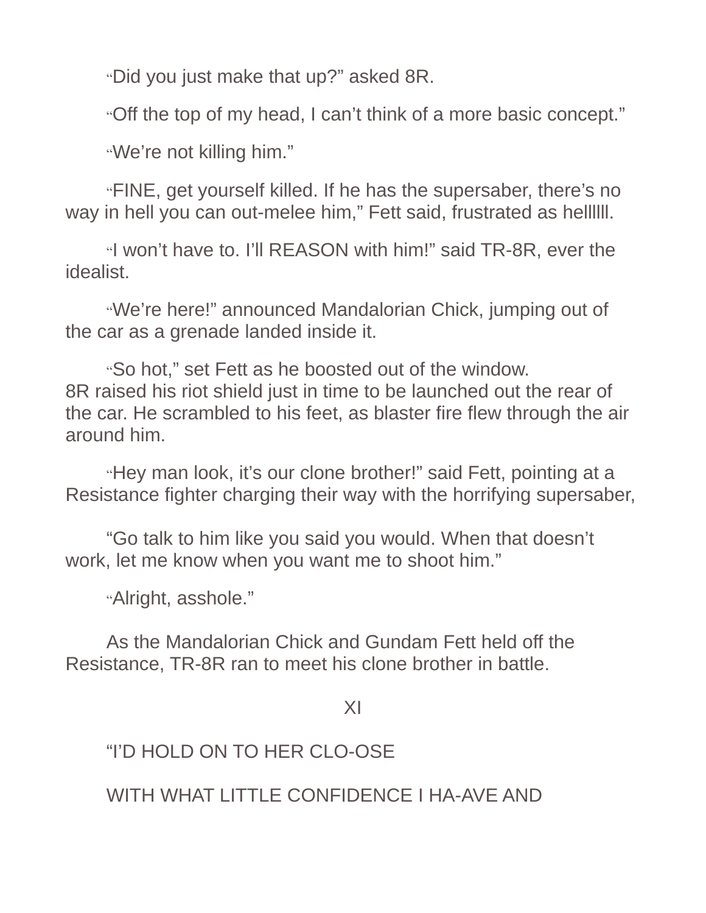"Did you just make that up?" asked 8R.

"Off the top of my head, I can't think of a more basic concept."

"We're not killing him."

"FINE, get yourself killed. If he has the supersaber, there's no way in hell you can out-melee him," Fett said, frustrated as hellllll.

"I won't have to. I'll REASON with him!" said TR-8R, ever the idealist.

"We're here!" announced Mandalorian Chick, jumping out of the car as a grenade landed inside it.

"So hot," set Fett as he boosted out of the window.
8R raised his riot shield just in time to be launched out the rear of the car. He scrambled to his feet, as blaster fire flew through the air around him.

"Hey man look, it's our clone brother!" said Fett, pointing at a Resistance fighter charging their way with the horrifying supersaber,

"Go talk to him like you said you would. When that doesn't work, let me know when you want me to shoot him."

"Alright, asshole."

As the Mandalorian Chick and Gundam Fett held off the Resistance, TR-8R ran to meet his clone brother in battle.

## XI

"I'D HOLD ON TO HER CLO-OSE

WITH WHAT LITTLE CONFIDENCE I HA-AVE AND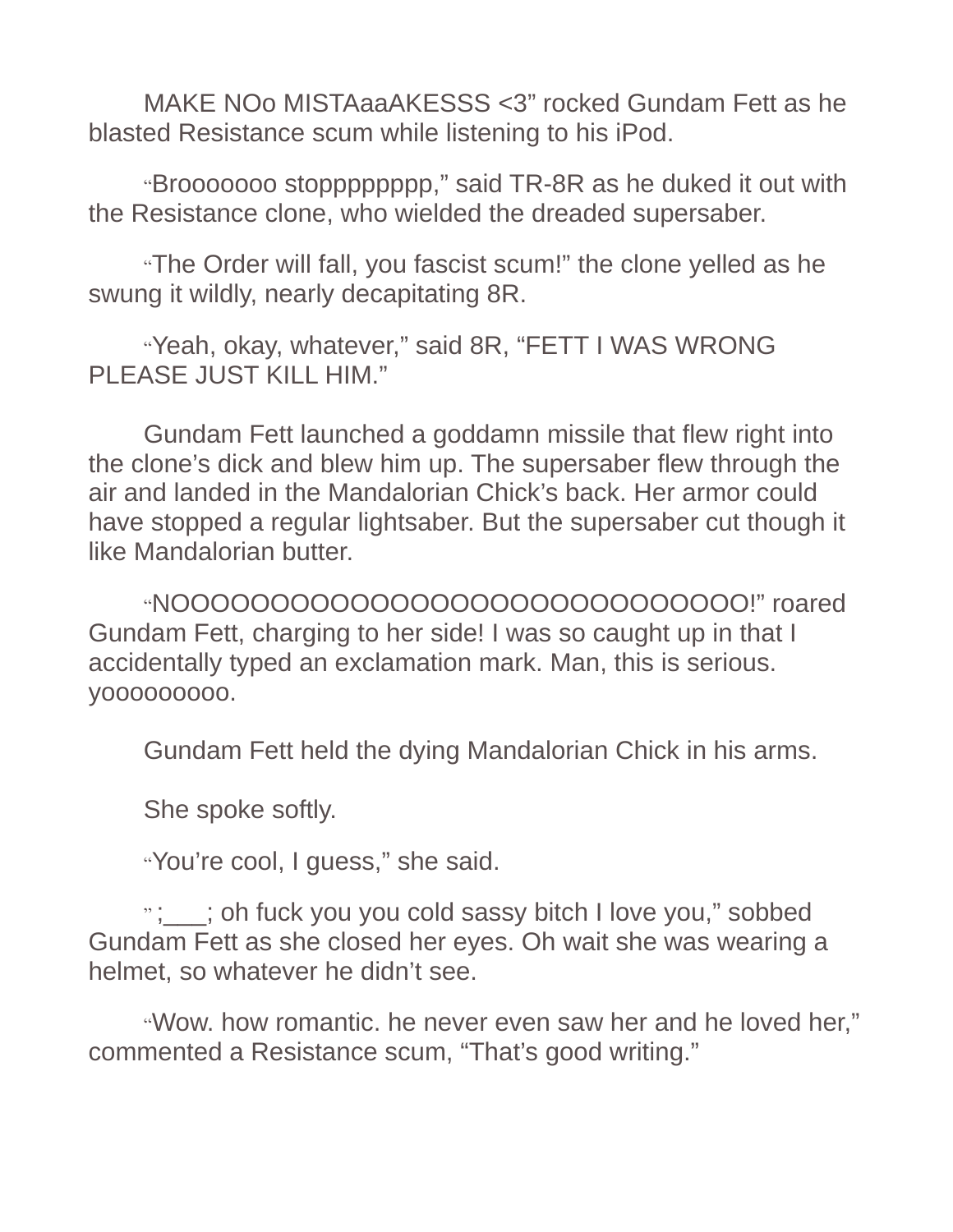MAKE NOo MISTAaaAKESSS <3" rocked Gundam Fett as he blasted Resistance scum while listening to his iPod.

"Broooooo stopppppppp," said TR-8R as he duked it out with the Resistance clone, who wielded the dreaded supersaber.

"The Order will fall, you fascist scum!" the clone yelled as he swung it wildly, nearly decapitating 8R.

"Yeah, okay, whatever," said 8R, "FETT I WAS WRONG PLEASE JUST KILL HIM."

Gundam Fett launched a goddamn missile that flew right into the clone's dick and blew him up. The supersaber flew through the air and landed in the Mandalorian Chick's back. Her armor could have stopped a regular lightsaber. But the supersaber cut though it like Mandalorian butter.

"NOOOOOOOOOOOOOOOOOOOOOOOOOOOOO!" roared Gundam Fett, charging to her side! I was so caught up in that I accidentally typed an exclamation mark. Man, this is serious. yooooooooo.

Gundam Fett held the dying Mandalorian Chick in his arms.

She spoke softly.

"You're cool, I guess," she said.

" ;___; oh fuck you you cold sassy bitch I love you," sobbed Gundam Fett as she closed her eyes. Oh wait she was wearing a helmet, so whatever he didn't see.

"Wow. how romantic. he never even saw her and he loved her," commented a Resistance scum, "That's good writing."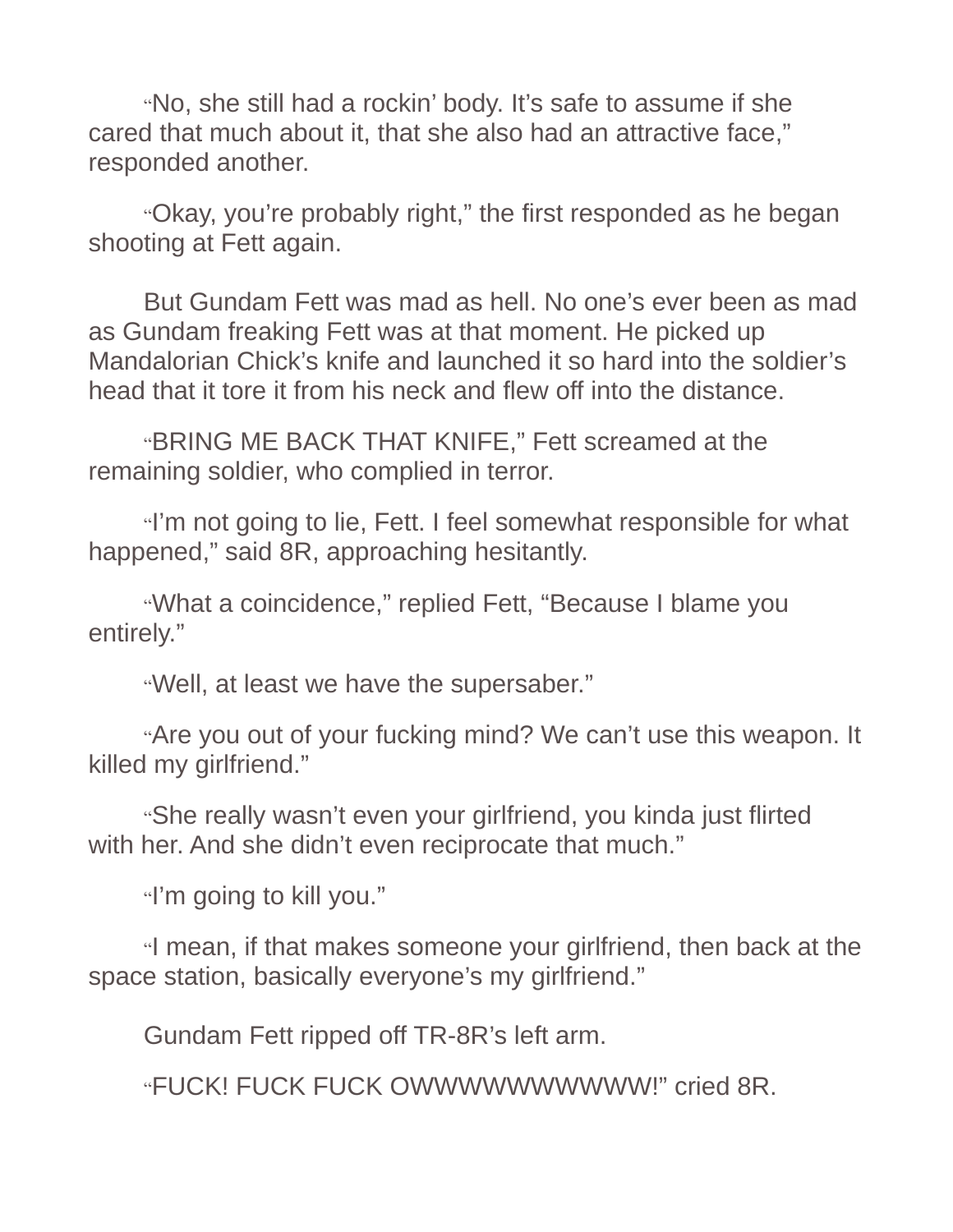"No, she still had a rockin' body. It's safe to assume if she cared that much about it, that she also had an attractive face," responded another.

"Okay, you're probably right," the first responded as he began shooting at Fett again.

But Gundam Fett was mad as hell. No one's ever been as mad as Gundam freaking Fett was at that moment. He picked up Mandalorian Chick's knife and launched it so hard into the soldier's head that it tore it from his neck and flew off into the distance.

"BRING ME BACK THAT KNIFE," Fett screamed at the remaining soldier, who complied in terror.

"I'm not going to lie, Fett. I feel somewhat responsible for what happened," said 8R, approaching hesitantly.

"What a coincidence," replied Fett, "Because I blame you entirely."

"Well, at least we have the supersaber."

"Are you out of your fucking mind? We can't use this weapon. It killed my girlfriend."

"She really wasn't even your girlfriend, you kinda just flirted with her. And she didn't even reciprocate that much."

"I'm going to kill you."

"I mean, if that makes someone your girlfriend, then back at the space station, basically everyone's my girlfriend."

Gundam Fett ripped off TR-8R's left arm.

"FUCK! FUCK FUCK OWWWWWWWWWWW!" cried 8R.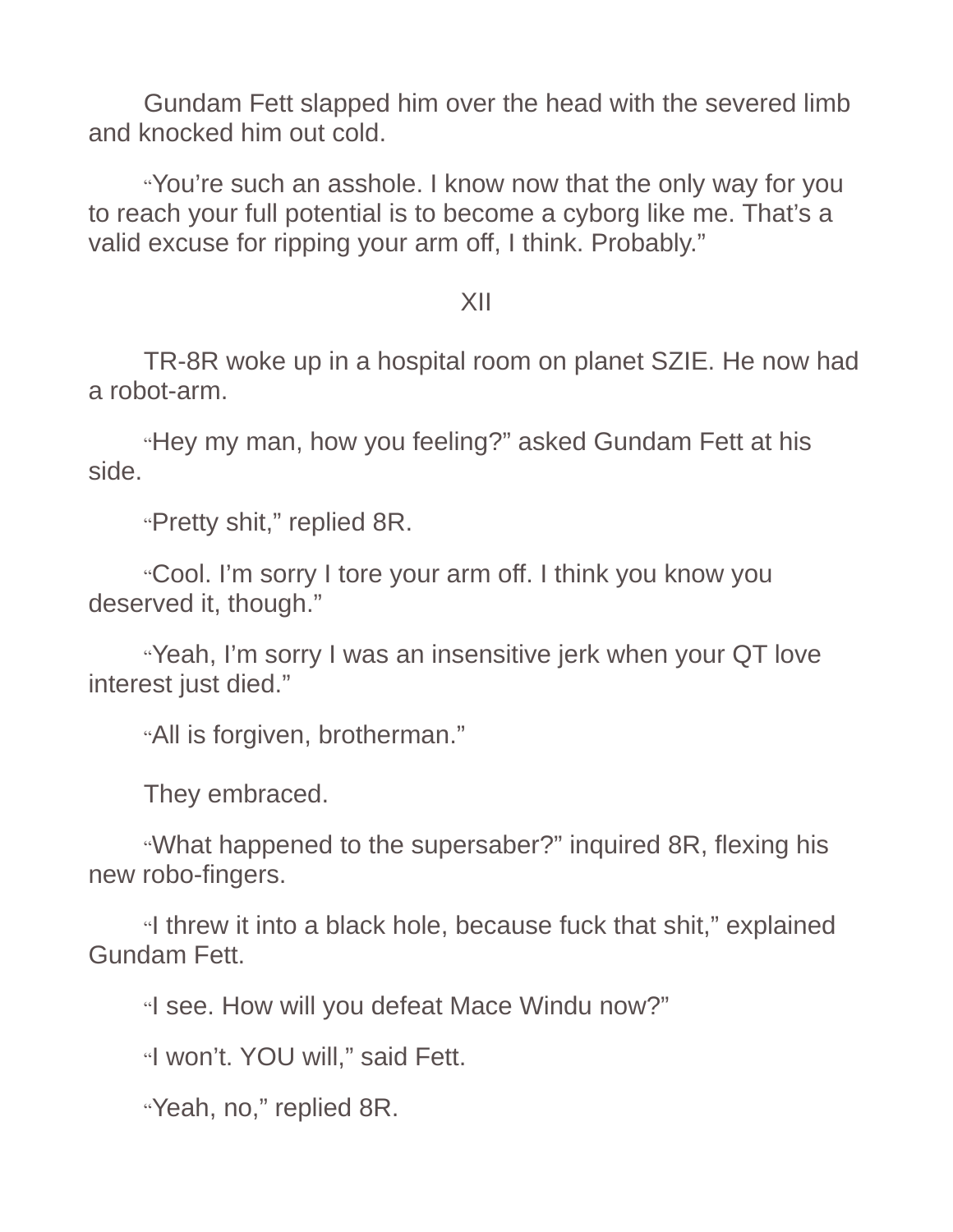Gundam Fett slapped him over the head with the severed limb and knocked him out cold.

"You're such an asshole. I know now that the only way for you to reach your full potential is to become a cyborg like me. That's a valid excuse for ripping your arm off, I think. Probably."

## XII

TR-8R woke up in a hospital room on planet SZIE. He now had a robot-arm.

"Hey my man, how you feeling?" asked Gundam Fett at his side.

"Pretty shit," replied 8R.

"Cool. I'm sorry I tore your arm off. I think you know you deserved it, though."

"Yeah, I'm sorry I was an insensitive jerk when your QT love interest just died."

"All is forgiven, brotherman."

They embraced.

"What happened to the supersaber?" inquired 8R, flexing his new robo-fingers.

"I threw it into a black hole, because fuck that shit," explained Gundam Fett.

"I see. How will you defeat Mace Windu now?"

"I won't. YOU will," said Fett.

"Yeah, no," replied 8R.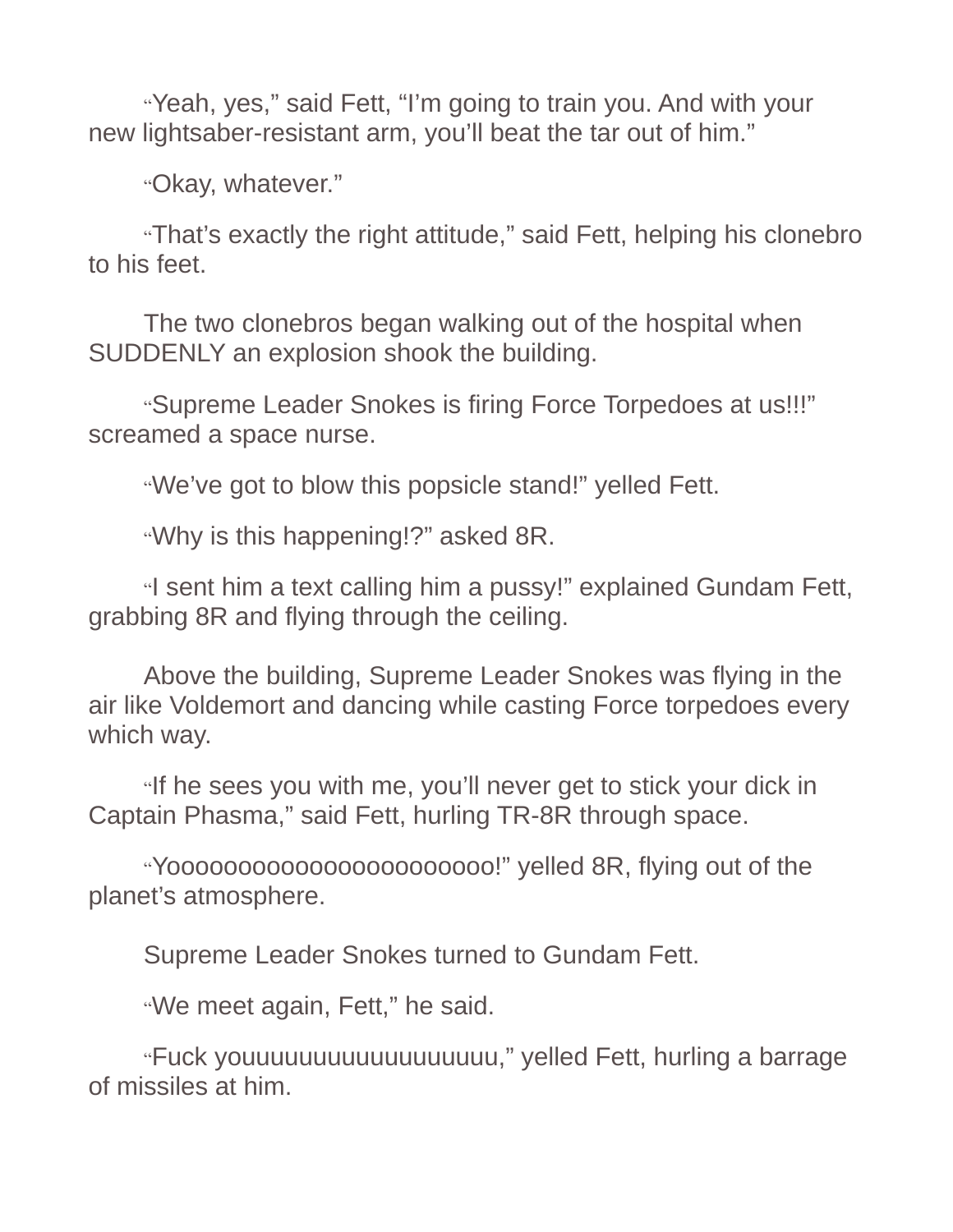"Yeah, yes," said Fett, "I'm going to train you. And with your new lightsaber-resistant arm, you'll beat the tar out of him."

"Okay, whatever."

"That's exactly the right attitude," said Fett, helping his clonebro to his feet.

The two clonebros began walking out of the hospital when SUDDENLY an explosion shook the building.

"Supreme Leader Snokes is firing Force Torpedoes at us!!!" screamed a space nurse.

"We've got to blow this popsicle stand!" yelled Fett.

"Why is this happening!?" asked 8R.

"I sent him a text calling him a pussy!" explained Gundam Fett, grabbing 8R and flying through the ceiling.

Above the building, Supreme Leader Snokes was flying in the air like Voldemort and dancing while casting Force torpedoes every which way.

"If he sees you with me, you'll never get to stick your dick in Captain Phasma," said Fett, hurling TR-8R through space.

"Yooooooooooooooooooooooo!" yelled 8R, flying out of the planet's atmosphere.

Supreme Leader Snokes turned to Gundam Fett.

"We meet again, Fett," he said.

"Fuck youuuuuuuuuuuuuuuuu," yelled Fett, hurling a barrage of missiles at him.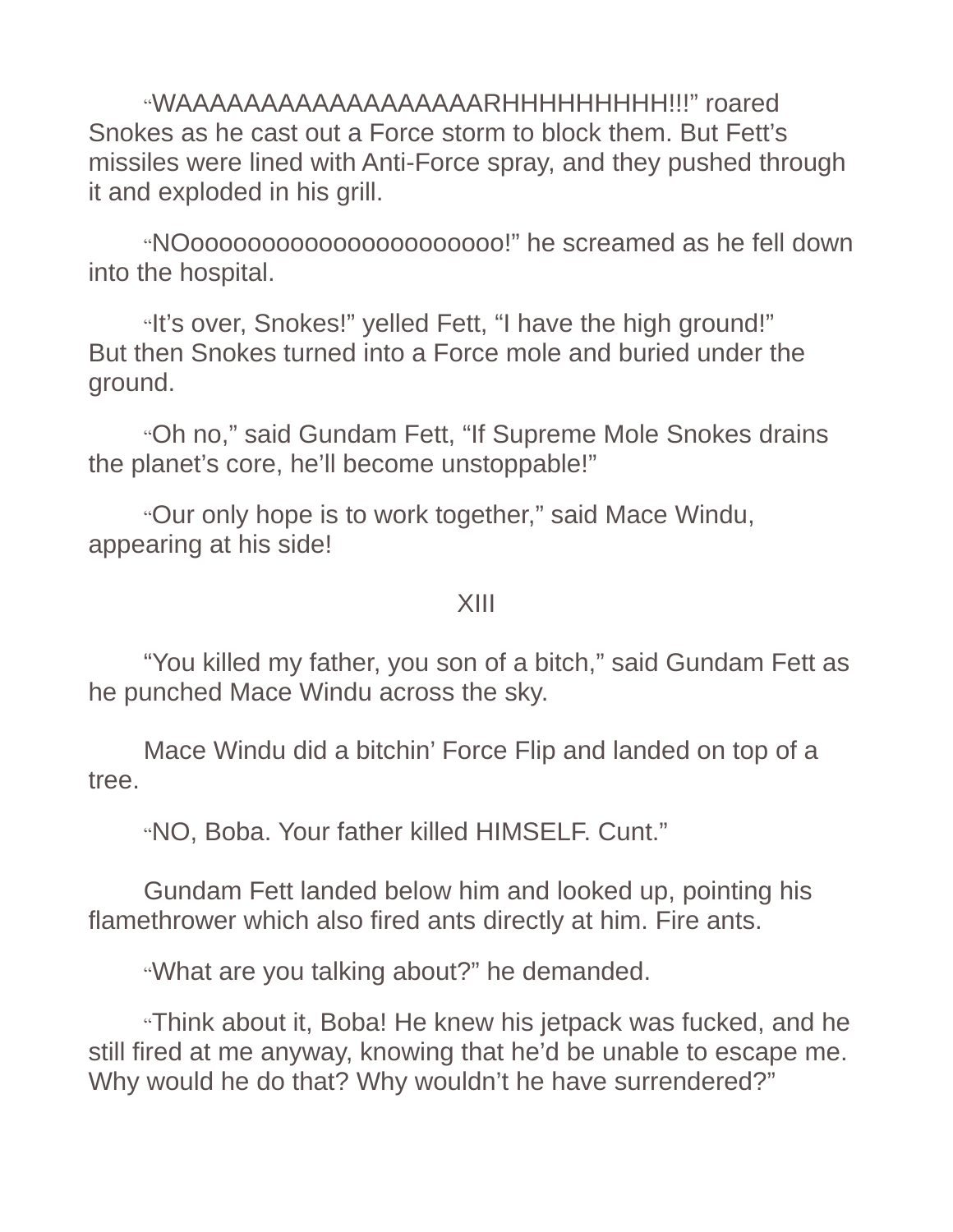"WAAAAAAAAAAAAAAAAAARHHHHHHHHH!!!" roared Snokes as he cast out a Force storm to block them. But Fett's missiles were lined with Anti-Force spray, and they pushed through it and exploded in his grill.

"NOoooooooooooooooooooooo!" he screamed as he fell down into the hospital.

"It's over, Snokes!" yelled Fett, "I have the high ground!" But then Snokes turned into a Force mole and buried under the ground.

"Oh no," said Gundam Fett, "If Supreme Mole Snokes drains the planet's core, he'll become unstoppable!"

"Our only hope is to work together," said Mace Windu, appearing at his side!

## XIII

"You killed my father, you son of a bitch," said Gundam Fett as he punched Mace Windu across the sky.

Mace Windu did a bitchin' Force Flip and landed on top of a tree.

"NO, Boba. Your father killed HIMSELF. Cunt."

Gundam Fett landed below him and looked up, pointing his flamethrower which also fired ants directly at him. Fire ants.

"What are you talking about?" he demanded.

"Think about it, Boba! He knew his jetpack was fucked, and he still fired at me anyway, knowing that he'd be unable to escape me. Why would he do that? Why wouldn't he have surrendered?"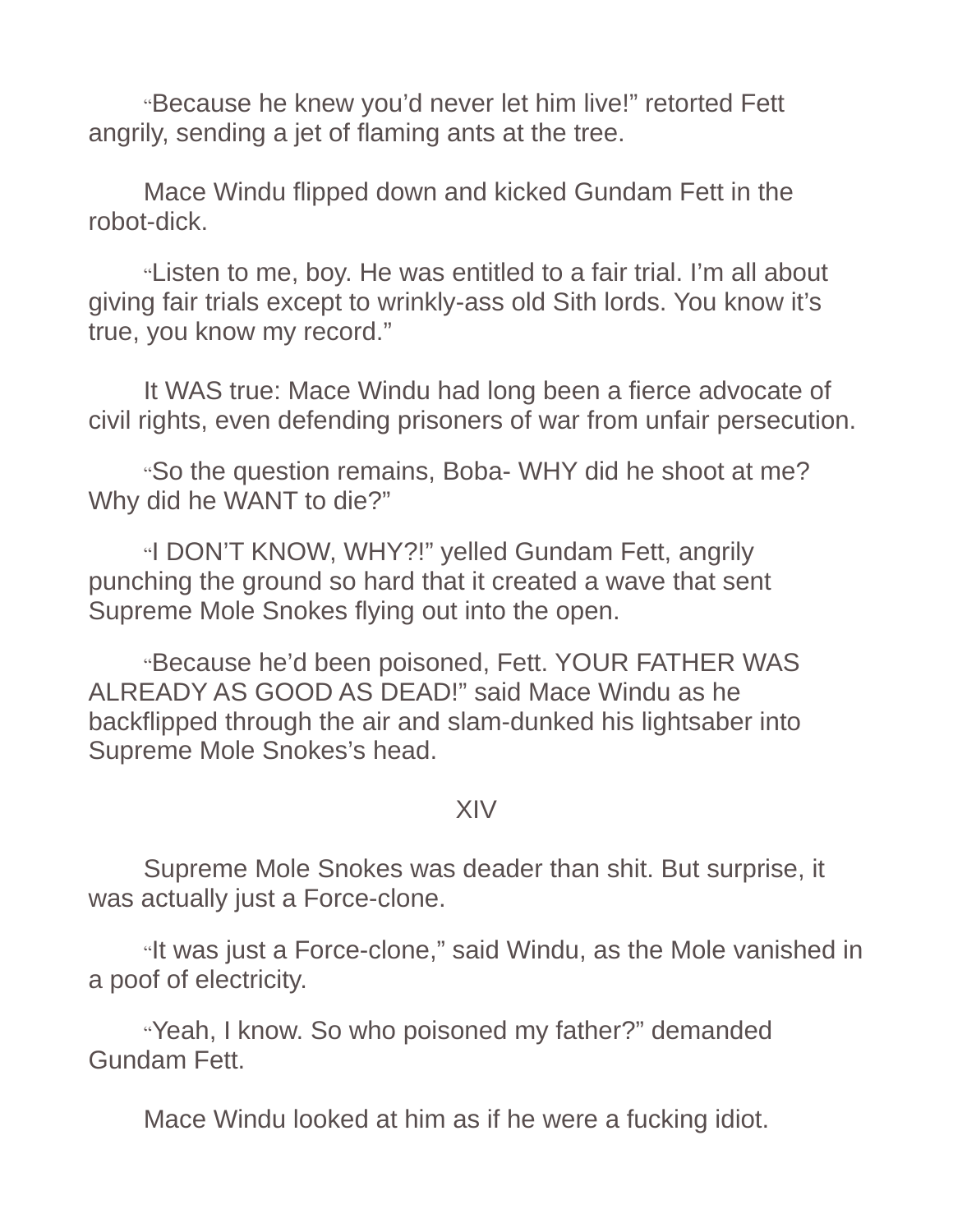"Because he knew you'd never let him live!" retorted Fett angrily, sending a jet of flaming ants at the tree.

Mace Windu flipped down and kicked Gundam Fett in the robot-dick.

"Listen to me, boy. He was entitled to a fair trial. I'm all about giving fair trials except to wrinkly-ass old Sith lords. You know it's true, you know my record."

It WAS true: Mace Windu had long been a fierce advocate of civil rights, even defending prisoners of war from unfair persecution.

"So the question remains, Boba- WHY did he shoot at me? Why did he WANT to die?"

"I DON'T KNOW, WHY?!" yelled Gundam Fett, angrily punching the ground so hard that it created a wave that sent Supreme Mole Snokes flying out into the open.

"Because he'd been poisoned, Fett. YOUR FATHER WAS ALREADY AS GOOD AS DEAD!" said Mace Windu as he backflipped through the air and slam-dunked his lightsaber into Supreme Mole Snokes's head.

## XIV

Supreme Mole Snokes was deader than shit. But surprise, it was actually just a Force-clone.

"It was just a Force-clone," said Windu, as the Mole vanished in a poof of electricity.

"Yeah, I know. So who poisoned my father?" demanded Gundam Fett.

Mace Windu looked at him as if he were a fucking idiot.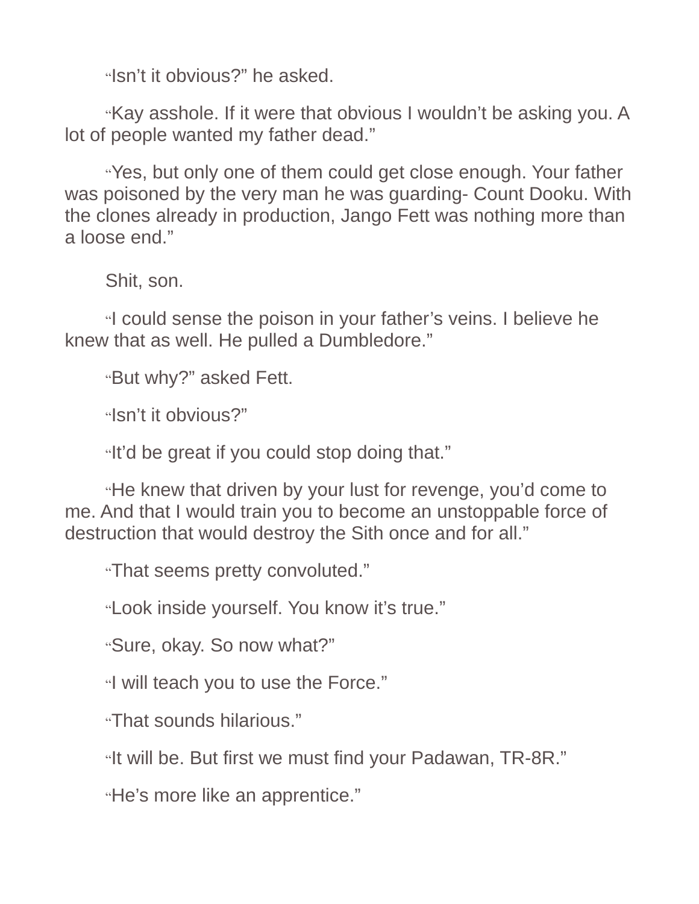"Isn't it obvious?" he asked.

"Kay asshole. If it were that obvious I wouldn't be asking you. A lot of people wanted my father dead."

"Yes, but only one of them could get close enough. Your father was poisoned by the very man he was guarding- Count Dooku. With the clones already in production, Jango Fett was nothing more than a loose end."

Shit, son.

"I could sense the poison in your father's veins. I believe he knew that as well. He pulled a Dumbledore."

"But why?" asked Fett.

"Isn't it obvious?"

"It'd be great if you could stop doing that."

"He knew that driven by your lust for revenge, you'd come to me. And that I would train you to become an unstoppable force of destruction that would destroy the Sith once and for all."

"That seems pretty convoluted."

"Look inside yourself. You know it's true."

"Sure, okay. So now what?"

"I will teach you to use the Force."

"That sounds hilarious."

"It will be. But first we must find your Padawan, TR-8R."

"He's more like an apprentice."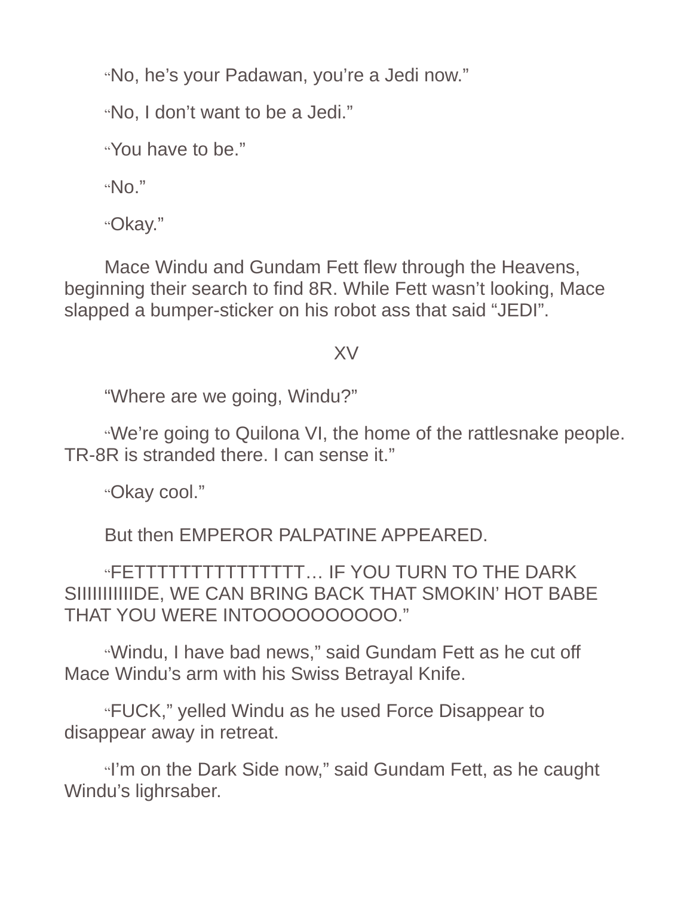"No, he's your Padawan, you're a Jedi now."

"No, I don't want to be a Jedi."

"You have to be."

"No."

"Okay."

Mace Windu and Gundam Fett flew through the Heavens, beginning their search to find 8R. While Fett wasn't looking, Mace slapped a bumper-sticker on his robot ass that said "JEDI".

XV

"Where are we going, Windu?"

"We're going to Quilona VI, the home of the rattlesnake people. TR-8R is stranded there. I can sense it."

"Okay cool."

But then EMPEROR PALPATINE APPEARED.

"FETTTTTTTTTTTTTTTT… IF YOU TURN TO THE DARK SIIIIIIIIIIIDE, WE CAN BRING BACK THAT SMOKIN' HOT BABE THAT YOU WERE INTOOOOOOOOOO."

"Windu, I have bad news," said Gundam Fett as he cut off Mace Windu's arm with his Swiss Betrayal Knife.

"FUCK," yelled Windu as he used Force Disappear to disappear away in retreat.

"I'm on the Dark Side now," said Gundam Fett, as he caught Windu's lighrsaber.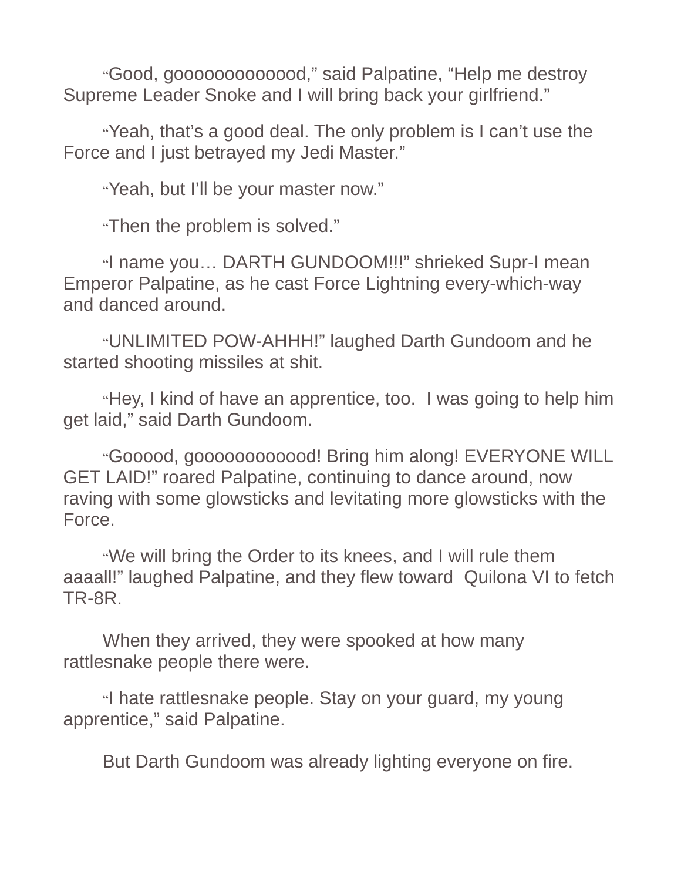"Good, gooooooooooood," said Palpatine, "Help me destroy Supreme Leader Snoke and I will bring back your girlfriend."

"Yeah, that's a good deal. The only problem is I can't use the Force and I just betrayed my Jedi Master."

"Yeah, but I'll be your master now."

"Then the problem is solved."

"I name you… DARTH GUNDOOM!!!" shrieked Supr-I mean Emperor Palpatine, as he cast Force Lightning every-which-way and danced around.

"UNLIMITED POW-AHHH!" laughed Darth Gundoom and he started shooting missiles at shit.

"Hey, I kind of have an apprentice, too.  I was going to help him get laid," said Darth Gundoom.

"Gooood, goooooooooood! Bring him along! EVERYONE WILL GET LAID!" roared Palpatine, continuing to dance around, now raving with some glowsticks and levitating more glowsticks with the Force.

"We will bring the Order to its knees, and I will rule them aaaall!" laughed Palpatine, and they flew toward  Quilona VI to fetch TR-8R.

When they arrived, they were spooked at how many rattlesnake people there were.

"I hate rattlesnake people. Stay on your guard, my young apprentice," said Palpatine.

But Darth Gundoom was already lighting everyone on fire.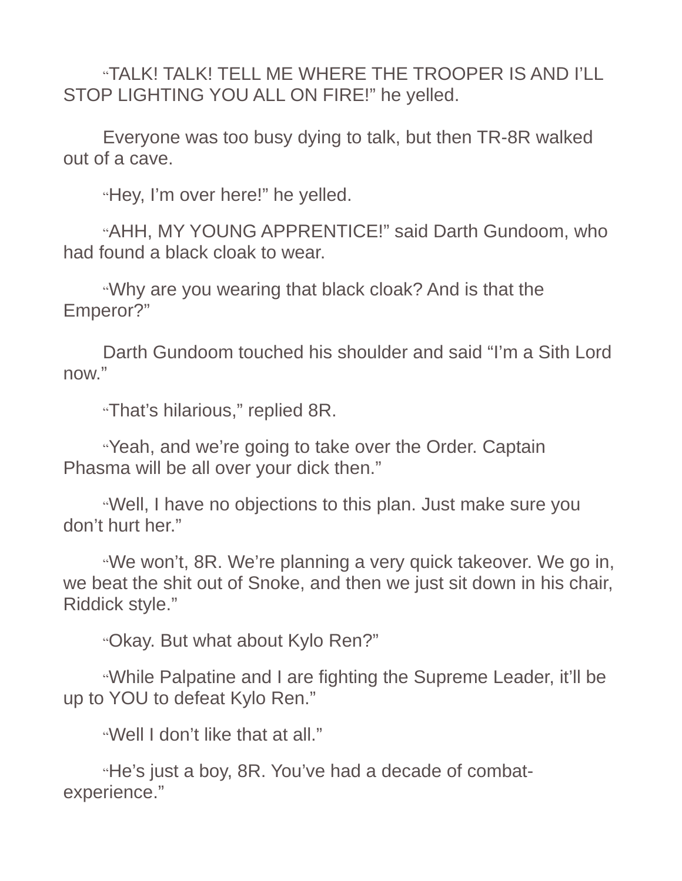"TALK! TALK! TELL ME WHERE THE TROOPER IS AND I'LL STOP LIGHTING YOU ALL ON FIRE!" he yelled.

Everyone was too busy dying to talk, but then TR-8R walked out of a cave.

"Hey, I'm over here!" he yelled.

"AHH, MY YOUNG APPRENTICE!" said Darth Gundoom, who had found a black cloak to wear.

"Why are you wearing that black cloak? And is that the Emperor?"

Darth Gundoom touched his shoulder and said "I'm a Sith Lord now."

"That's hilarious," replied 8R.

"Yeah, and we're going to take over the Order. Captain Phasma will be all over your dick then."

"Well, I have no objections to this plan. Just make sure you don't hurt her."

"We won't, 8R. We're planning a very quick takeover. We go in, we beat the shit out of Snoke, and then we just sit down in his chair, Riddick style."

"Okay. But what about Kylo Ren?"

"While Palpatine and I are fighting the Supreme Leader, it'll be up to YOU to defeat Kylo Ren."

"Well I don't like that at all."

"He's just a boy, 8R. You've had a decade of combat-experience."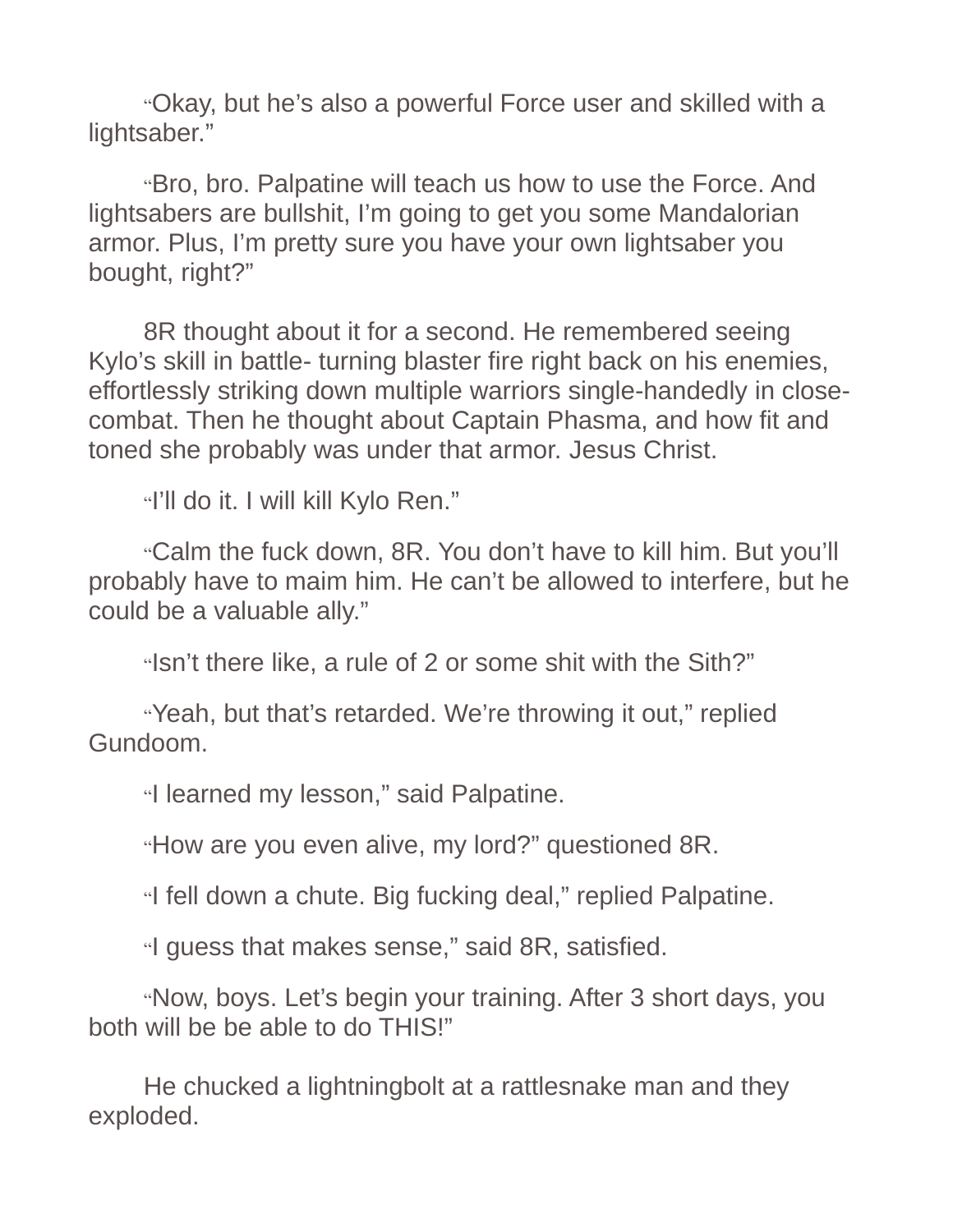"Okay, but he's also a powerful Force user and skilled with a lightsaber."

"Bro, bro. Palpatine will teach us how to use the Force. And lightsabers are bullshit, I'm going to get you some Mandalorian armor. Plus, I'm pretty sure you have your own lightsaber you bought, right?"

8R thought about it for a second. He remembered seeing Kylo's skill in battle- turning blaster fire right back on his enemies, effortlessly striking down multiple warriors single-handedly in close-combat. Then he thought about Captain Phasma, and how fit and toned she probably was under that armor. Jesus Christ.

"I'll do it. I will kill Kylo Ren."

"Calm the fuck down, 8R. You don't have to kill him. But you'll probably have to maim him. He can't be allowed to interfere, but he could be a valuable ally."

"Isn't there like, a rule of 2 or some shit with the Sith?"

"Yeah, but that's retarded. We're throwing it out," replied Gundoom.

"I learned my lesson," said Palpatine.

"How are you even alive, my lord?" questioned 8R.

"I fell down a chute. Big fucking deal," replied Palpatine.

"I guess that makes sense," said 8R, satisfied.

"Now, boys. Let's begin your training. After 3 short days, you both will be be able to do THIS!"

He chucked a lightningbolt at a rattlesnake man and they exploded.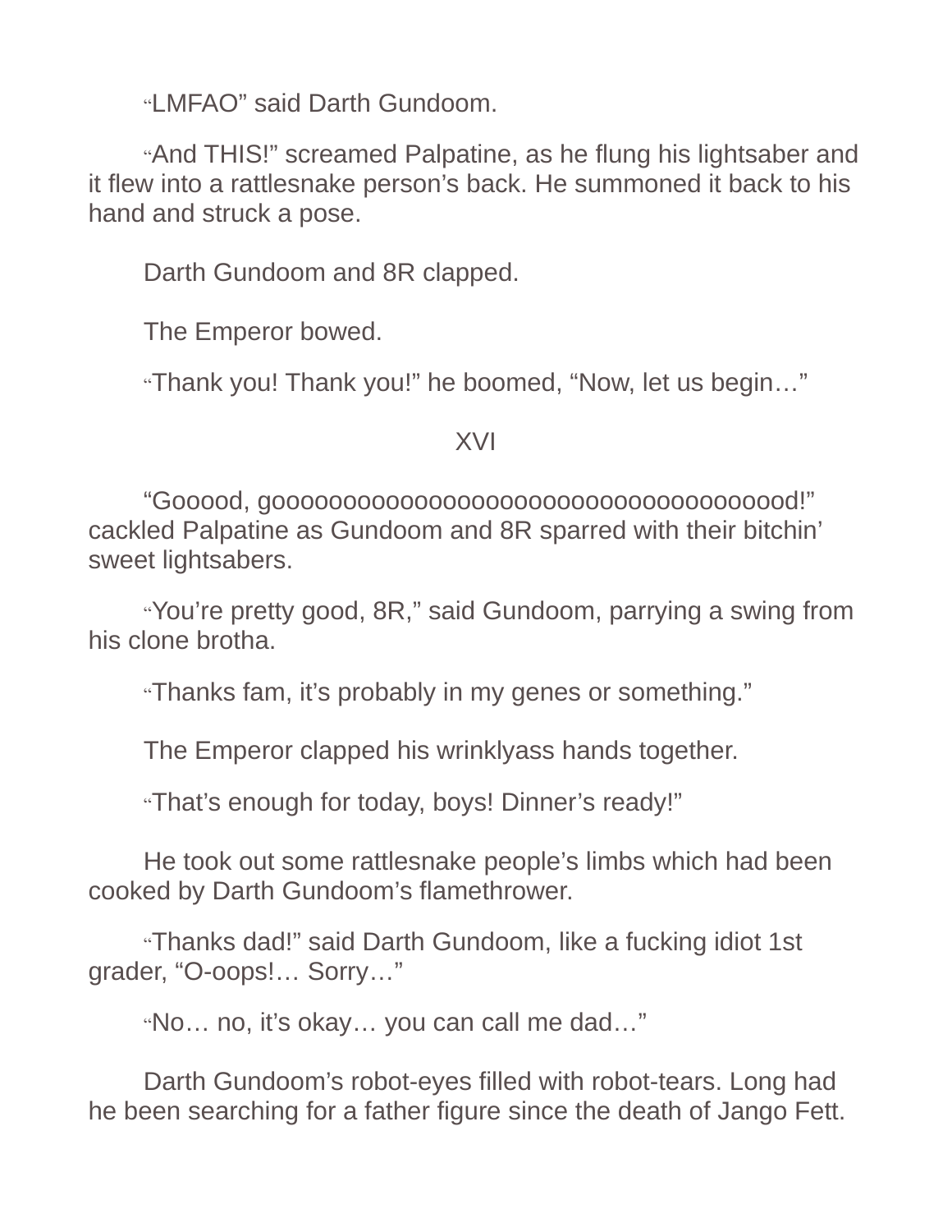“LMFAO” said Darth Gundoom.

“And THIS!” screamed Palpatine, as he flung his lightsaber and it flew into a rattlesnake person’s back. He summoned it back to his hand and struck a pose.

Darth Gundoom and 8R clapped.

The Emperor bowed.

“Thank you! Thank you!” he boomed, “Now, let us begin…”

XVI

“Gooood, gooooooooooooooooooooooooooooooooooood!” cackled Palpatine as Gundoom and 8R sparred with their bitchin’ sweet lightsabers.

“You’re pretty good, 8R,” said Gundoom, parrying a swing from his clone brotha.

“Thanks fam, it’s probably in my genes or something.”

The Emperor clapped his wrinklyass hands together.

“That’s enough for today, boys! Dinner’s ready!”

He took out some rattlesnake people’s limbs which had been cooked by Darth Gundoom’s flamethrower.

“Thanks dad!” said Darth Gundoom, like a fucking idiot 1st grader, “O-oops!… Sorry…”

“No… no, it’s okay… you can call me dad…”

Darth Gundoom’s robot-eyes filled with robot-tears. Long had he been searching for a father figure since the death of Jango Fett.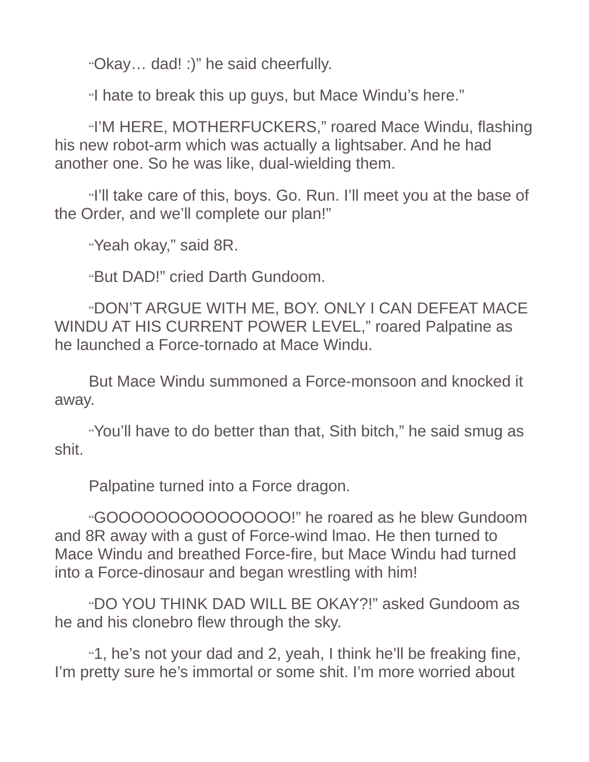"Okay… dad! :)" he said cheerfully.

"I hate to break this up guys, but Mace Windu's here."

"I'M HERE, MOTHERFUCKERS," roared Mace Windu, flashing his new robot-arm which was actually a lightsaber. And he had another one. So he was like, dual-wielding them.

"I'll take care of this, boys. Go. Run. I'll meet you at the base of the Order, and we'll complete our plan!"

"Yeah okay," said 8R.

"But DAD!" cried Darth Gundoom.

"DON'T ARGUE WITH ME, BOY. ONLY I CAN DEFEAT MACE WINDU AT HIS CURRENT POWER LEVEL," roared Palpatine as he launched a Force-tornado at Mace Windu.

But Mace Windu summoned a Force-monsoon and knocked it away.

"You'll have to do better than that, Sith bitch," he said smug as shit.

Palpatine turned into a Force dragon.

"GOOOOOOOOOOOOOOO!" he roared as he blew Gundoom and 8R away with a gust of Force-wind lmao. He then turned to Mace Windu and breathed Force-fire, but Mace Windu had turned into a Force-dinosaur and began wrestling with him!

"DO YOU THINK DAD WILL BE OKAY?!" asked Gundoom as he and his clonebro flew through the sky.

"1, he's not your dad and 2, yeah, I think he'll be freaking fine, I'm pretty sure he's immortal or some shit. I'm more worried about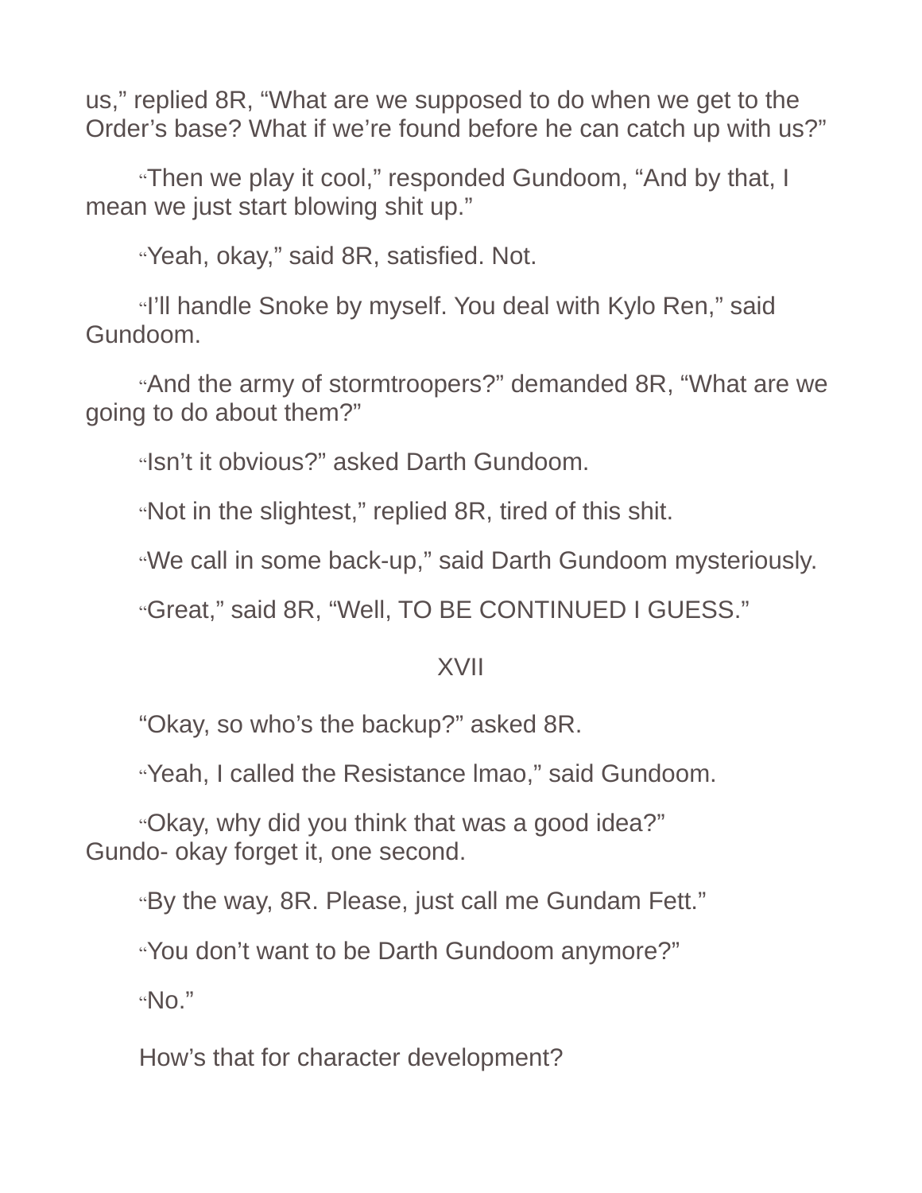us," replied 8R, "What are we supposed to do when we get to the Order's base? What if we're found before he can catch up with us?"

"Then we play it cool," responded Gundoom, "And by that, I mean we just start blowing shit up."

"Yeah, okay," said 8R, satisfied. Not.

"I'll handle Snoke by myself. You deal with Kylo Ren," said Gundoom.

"And the army of stormtroopers?" demanded 8R, "What are we going to do about them?"

"Isn't it obvious?" asked Darth Gundoom.

"Not in the slightest," replied 8R, tired of this shit.

"We call in some back-up," said Darth Gundoom mysteriously.

"Great," said 8R, "Well, TO BE CONTINUED I GUESS."

## XVII

"Okay, so who's the backup?" asked 8R.

"Yeah, I called the Resistance lmao," said Gundoom.

"Okay, why did you think that was a good idea?"
Gundo- okay forget it, one second.

"By the way, 8R. Please, just call me Gundam Fett."

"You don't want to be Darth Gundoom anymore?"

"No."

How's that for character development?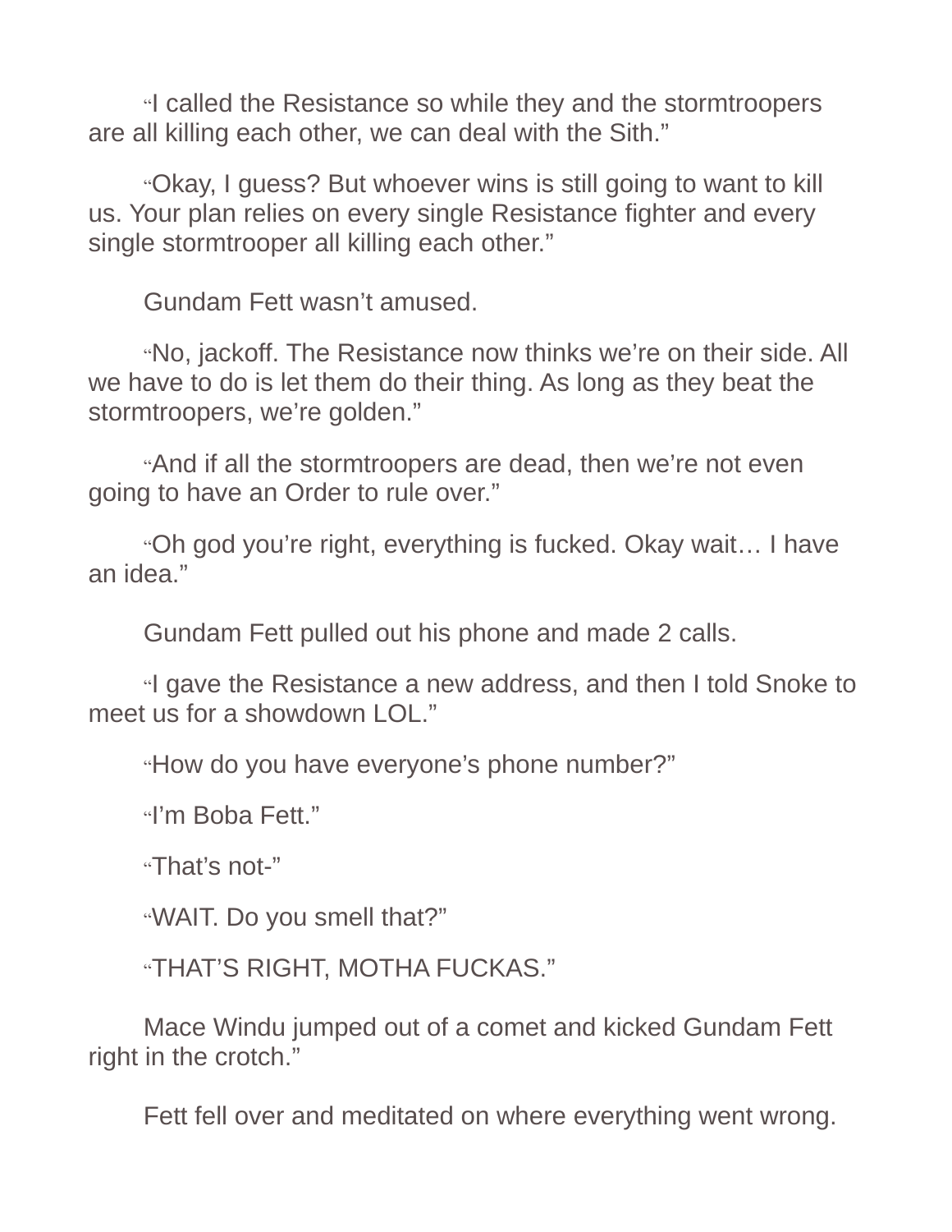"I called the Resistance so while they and the stormtroopers are all killing each other, we can deal with the Sith."

"Okay, I guess? But whoever wins is still going to want to kill us. Your plan relies on every single Resistance fighter and every single stormtrooper all killing each other."

Gundam Fett wasn't amused.

"No, jackoff. The Resistance now thinks we're on their side. All we have to do is let them do their thing. As long as they beat the stormtroopers, we're golden."

"And if all the stormtroopers are dead, then we're not even going to have an Order to rule over."

"Oh god you're right, everything is fucked. Okay wait… I have an idea."

Gundam Fett pulled out his phone and made 2 calls.

"I gave the Resistance a new address, and then I told Snoke to meet us for a showdown LOL."

"How do you have everyone's phone number?"

"I'm Boba Fett."

"That's not-"

"WAIT. Do you smell that?"

"THAT'S RIGHT, MOTHA FUCKAS."

Mace Windu jumped out of a comet and kicked Gundam Fett right in the crotch."

Fett fell over and meditated on where everything went wrong.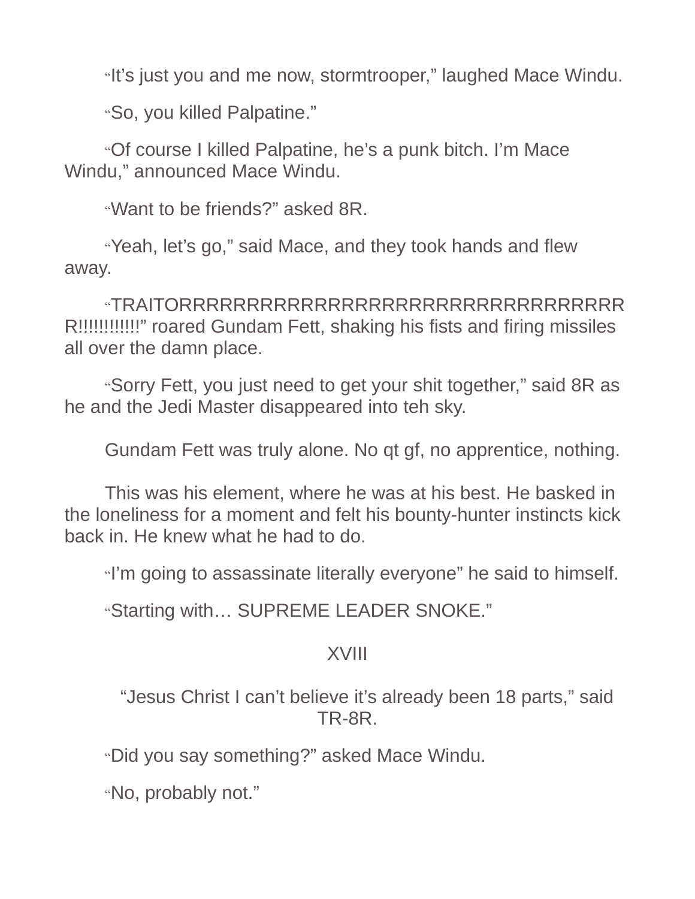"It's just you and me now, stormtrooper," laughed Mace Windu.

"So, you killed Palpatine."

"Of course I killed Palpatine, he's a punk bitch. I'm Mace Windu," announced Mace Windu.

"Want to be friends?" asked 8R.

"Yeah, let's go," said Mace, and they took hands and flew away.

"TRAITORRRRRRRRRRRRRRRRRRRRRRRRRRRRRRR!!!!!!!!!!!" roared Gundam Fett, shaking his fists and firing missiles all over the damn place.

"Sorry Fett, you just need to get your shit together," said 8R as he and the Jedi Master disappeared into teh sky.

Gundam Fett was truly alone. No qt gf, no apprentice, nothing.

This was his element, where he was at his best. He basked in the loneliness for a moment and felt his bounty-hunter instincts kick back in. He knew what he had to do.

"I'm going to assassinate literally everyone" he said to himself.

"Starting with… SUPREME LEADER SNOKE."

## XVIII

"Jesus Christ I can't believe it's already been 18 parts," said TR-8R.

"Did you say something?" asked Mace Windu.

"No, probably not."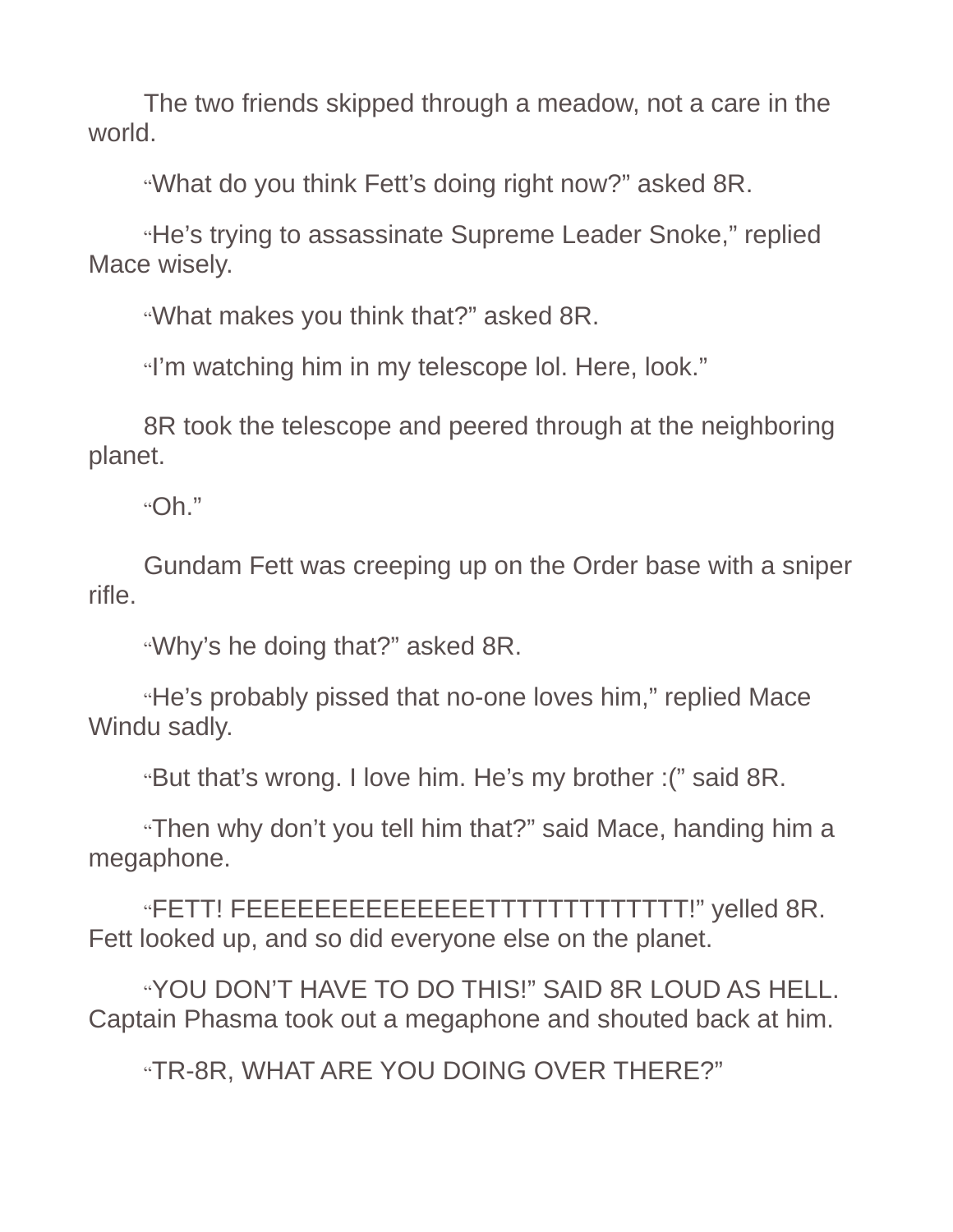The two friends skipped through a meadow, not a care in the world.

"What do you think Fett's doing right now?" asked 8R.

"He's trying to assassinate Supreme Leader Snoke," replied Mace wisely.

"What makes you think that?" asked 8R.

"I'm watching him in my telescope lol. Here, look."

8R took the telescope and peered through at the neighboring planet.

"Oh."

Gundam Fett was creeping up on the Order base with a sniper rifle.

"Why's he doing that?" asked 8R.

"He's probably pissed that no-one loves him," replied Mace Windu sadly.

"But that's wrong. I love him. He's my brother :(" said 8R.

"Then why don't you tell him that?" said Mace, handing him a megaphone.

"FETT! FEEEEEEEEEEEEEEETTTTTTTTTTTTT!" yelled 8R. Fett looked up, and so did everyone else on the planet.

"YOU DON'T HAVE TO DO THIS!" SAID 8R LOUD AS HELL. Captain Phasma took out a megaphone and shouted back at him.

"TR-8R, WHAT ARE YOU DOING OVER THERE?"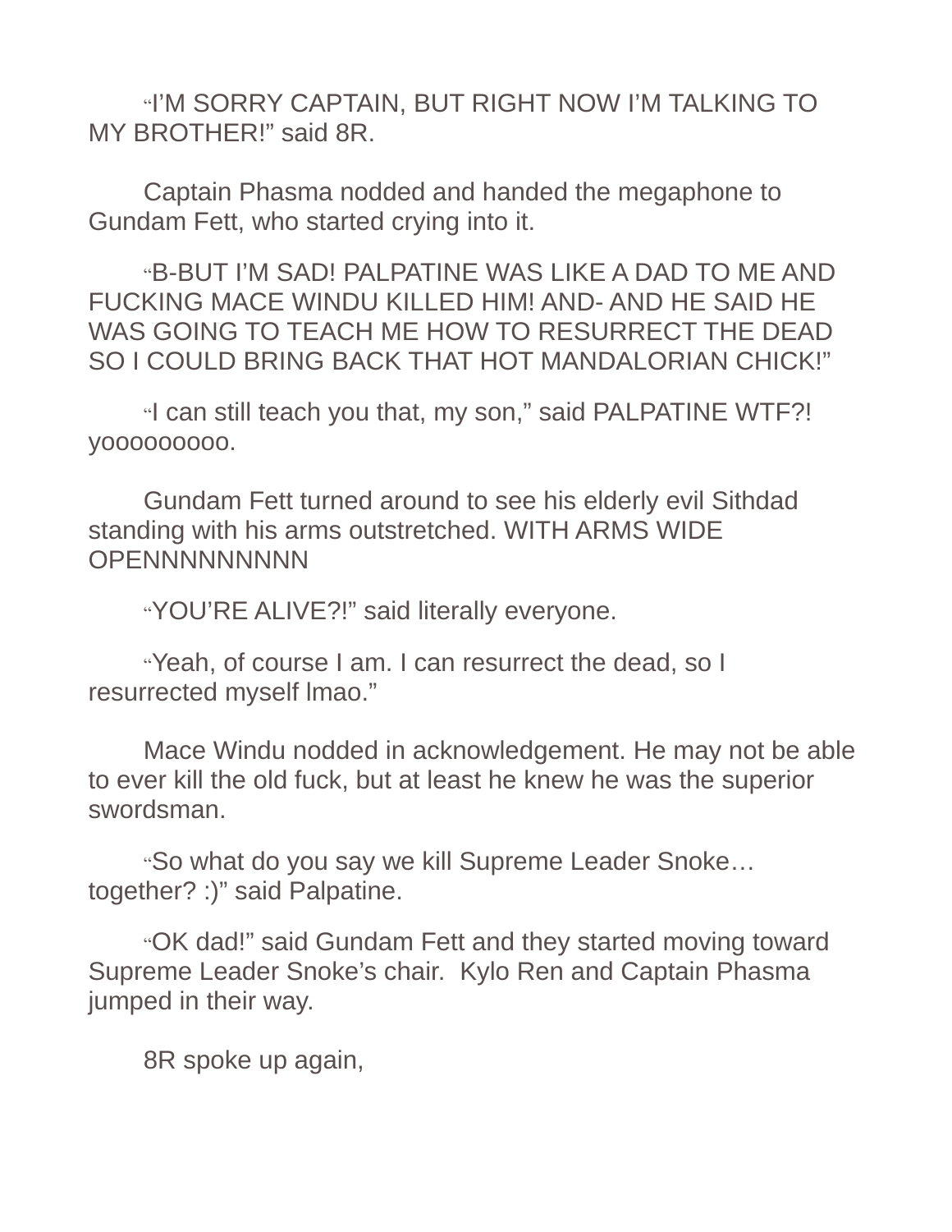"I'M SORRY CAPTAIN, BUT RIGHT NOW I'M TALKING TO MY BROTHER!" said 8R.

Captain Phasma nodded and handed the megaphone to Gundam Fett, who started crying into it.

"B-BUT I'M SAD! PALPATINE WAS LIKE A DAD TO ME AND FUCKING MACE WINDU KILLED HIM! AND- AND HE SAID HE WAS GOING TO TEACH ME HOW TO RESURRECT THE DEAD SO I COULD BRING BACK THAT HOT MANDALORIAN CHICK!"

"I can still teach you that, my son," said PALPATINE WTF?! yooooooooo.

Gundam Fett turned around to see his elderly evil Sithdad standing with his arms outstretched. WITH ARMS WIDE OPENNNNNNNNN

"YOU'RE ALIVE?!" said literally everyone.

"Yeah, of course I am. I can resurrect the dead, so I resurrected myself lmao."

Mace Windu nodded in acknowledgement. He may not be able to ever kill the old fuck, but at least he knew he was the superior swordsman.

"So what do you say we kill Supreme Leader Snoke… together? :)" said Palpatine.

"OK dad!" said Gundam Fett and they started moving toward Supreme Leader Snoke's chair. Kylo Ren and Captain Phasma jumped in their way.

8R spoke up again,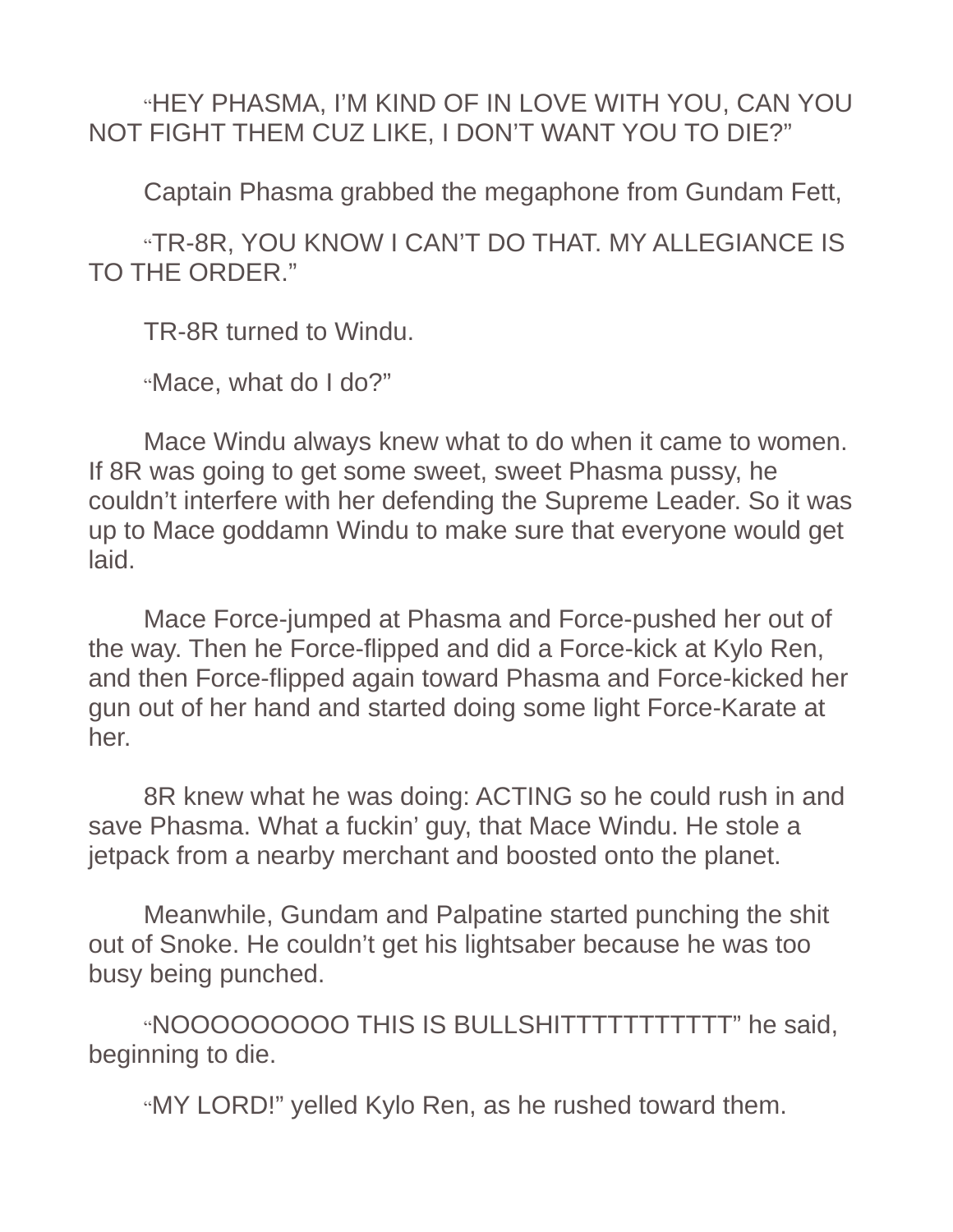"HEY PHASMA, I'M KIND OF IN LOVE WITH YOU, CAN YOU NOT FIGHT THEM CUZ LIKE, I DON'T WANT YOU TO DIE?"

Captain Phasma grabbed the megaphone from Gundam Fett,

"TR-8R, YOU KNOW I CAN'T DO THAT. MY ALLEGIANCE IS TO THE ORDER."

TR-8R turned to Windu.

"Mace, what do I do?"

Mace Windu always knew what to do when it came to women. If 8R was going to get some sweet, sweet Phasma pussy, he couldn't interfere with her defending the Supreme Leader. So it was up to Mace goddamn Windu to make sure that everyone would get laid.

Mace Force-jumped at Phasma and Force-pushed her out of the way. Then he Force-flipped and did a Force-kick at Kylo Ren, and then Force-flipped again toward Phasma and Force-kicked her gun out of her hand and started doing some light Force-Karate at her.

8R knew what he was doing: ACTING so he could rush in and save Phasma. What a fuckin' guy, that Mace Windu. He stole a jetpack from a nearby merchant and boosted onto the planet.

Meanwhile, Gundam and Palpatine started punching the shit out of Snoke. He couldn't get his lightsaber because he was too busy being punched.

"NOOOOOOOOO THIS IS BULLSHITTTTTTTTTTTT" he said, beginning to die.

"MY LORD!" yelled Kylo Ren, as he rushed toward them.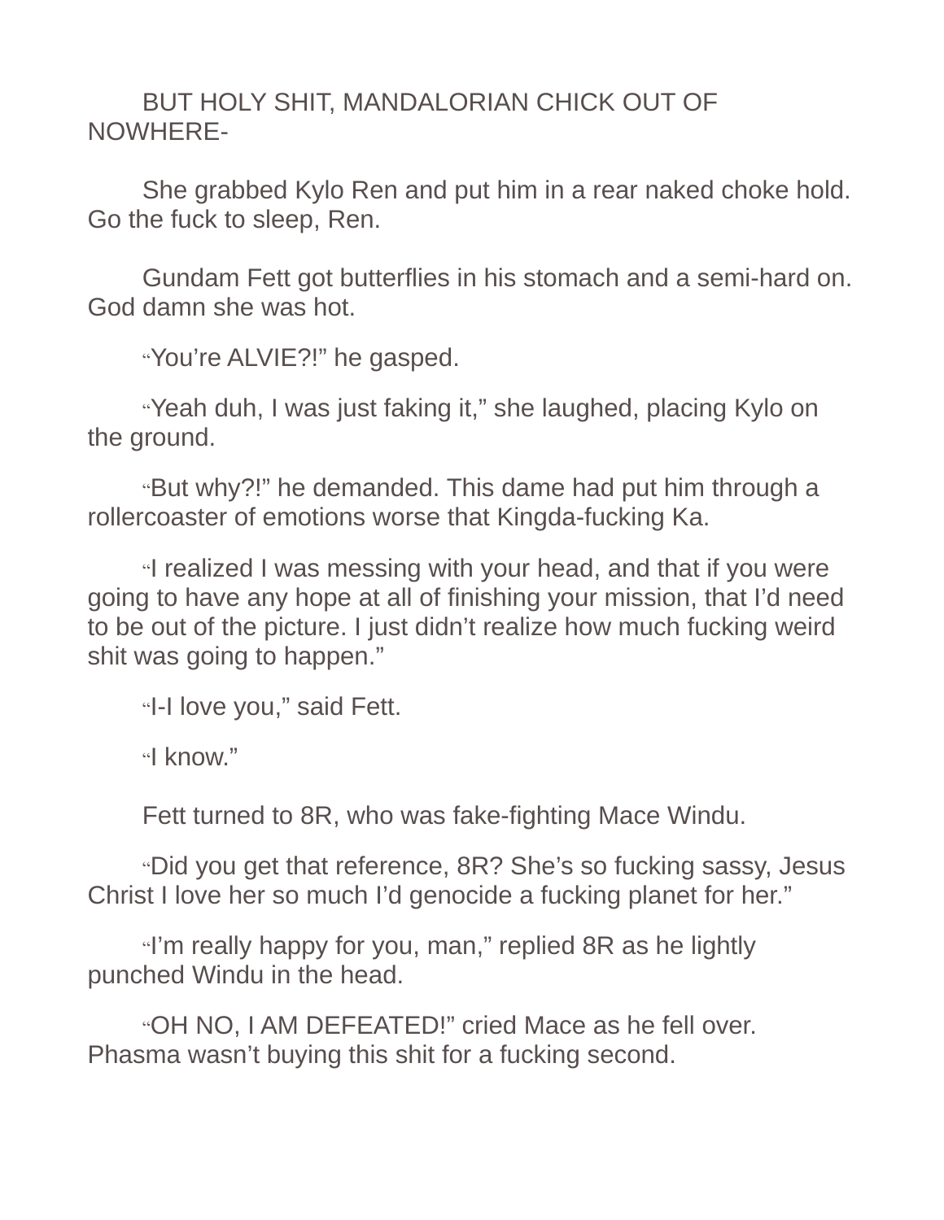BUT HOLY SHIT, MANDALORIAN CHICK OUT OF NOWHERE-

She grabbed Kylo Ren and put him in a rear naked choke hold. Go the fuck to sleep, Ren.

Gundam Fett got butterflies in his stomach and a semi-hard on. God damn she was hot.

"You're ALVIE?!" he gasped.

"Yeah duh, I was just faking it," she laughed, placing Kylo on the ground.

"But why?!" he demanded. This dame had put him through a rollercoaster of emotions worse that Kingda-fucking Ka.

"I realized I was messing with your head, and that if you were going to have any hope at all of finishing your mission, that I'd need to be out of the picture. I just didn't realize how much fucking weird shit was going to happen."

"I-I love you," said Fett.

"I know."

Fett turned to 8R, who was fake-fighting Mace Windu.

"Did you get that reference, 8R? She's so fucking sassy, Jesus Christ I love her so much I'd genocide a fucking planet for her."

"I'm really happy for you, man," replied 8R as he lightly punched Windu in the head.

"OH NO, I AM DEFEATED!" cried Mace as he fell over. Phasma wasn't buying this shit for a fucking second.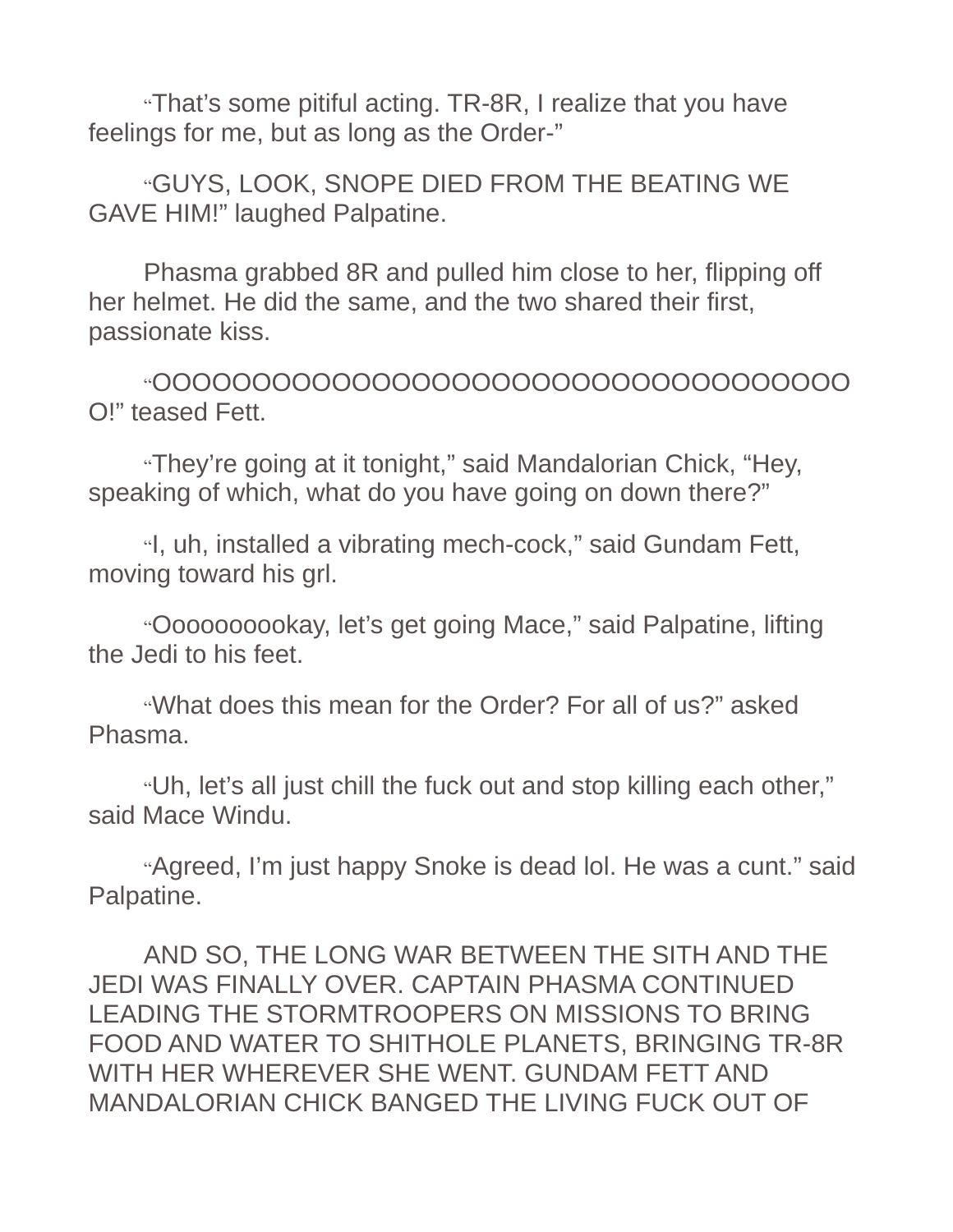"That's some pitiful acting. TR-8R, I realize that you have feelings for me, but as long as the Order-"

"GUYS, LOOK, SNOPE DIED FROM THE BEATING WE GAVE HIM!" laughed Palpatine.

Phasma grabbed 8R and pulled him close to her, flipping off her helmet. He did the same, and the two shared their first, passionate kiss.

"OOOOOOOOOOOOOOOOOOOOOOOOOOOOOOOOOOOO!" teased Fett.

"They're going at it tonight," said Mandalorian Chick, "Hey, speaking of which, what do you have going on down there?"

"I, uh, installed a vibrating mech-cock," said Gundam Fett, moving toward his grl.

"Ooooooooookay, let's get going Mace," said Palpatine, lifting the Jedi to his feet.

"What does this mean for the Order? For all of us?" asked Phasma.

"Uh, let's all just chill the fuck out and stop killing each other," said Mace Windu.

"Agreed, I'm just happy Snoke is dead lol. He was a cunt." said Palpatine.

AND SO, THE LONG WAR BETWEEN THE SITH AND THE JEDI WAS FINALLY OVER. CAPTAIN PHASMA CONTINUED LEADING THE STORMTROOPERS ON MISSIONS TO BRING FOOD AND WATER TO SHITHOLE PLANETS, BRINGING TR-8R WITH HER WHEREVER SHE WENT. GUNDAM FETT AND MANDALORIAN CHICK BANGED THE LIVING FUCK OUT OF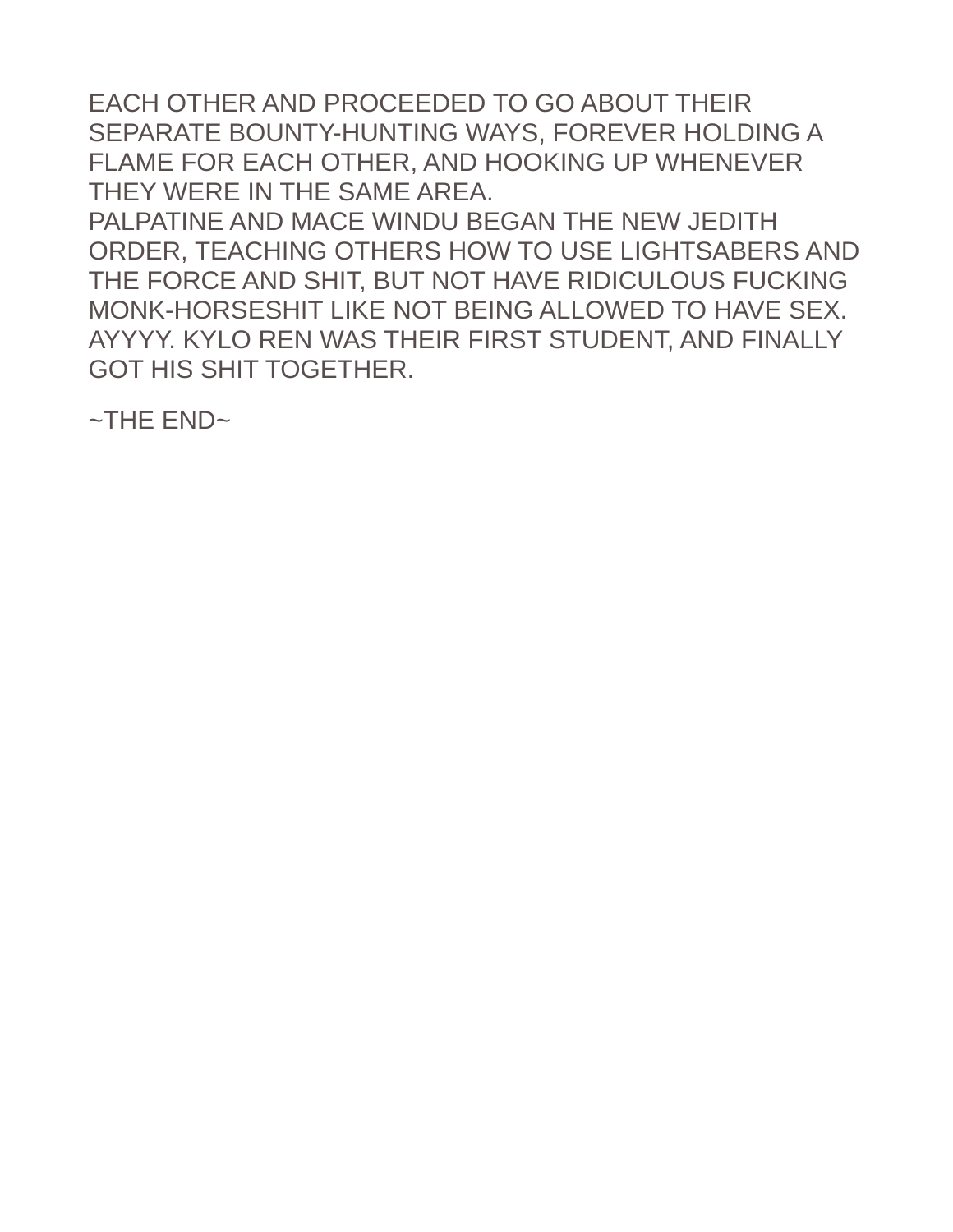EACH OTHER AND PROCEEDED TO GO ABOUT THEIR SEPARATE BOUNTY-HUNTING WAYS, FOREVER HOLDING A FLAME FOR EACH OTHER, AND HOOKING UP WHENEVER THEY WERE IN THE SAME AREA.

PALPATINE AND MACE WINDU BEGAN THE NEW JEDITH ORDER, TEACHING OTHERS HOW TO USE LIGHTSABERS AND THE FORCE AND SHIT, BUT NOT HAVE RIDICULOUS FUCKING MONK-HORSESHIT LIKE NOT BEING ALLOWED TO HAVE SEX. AYYYY. KYLO REN WAS THEIR FIRST STUDENT, AND FINALLY GOT HIS SHIT TOGETHER.

~THE END~